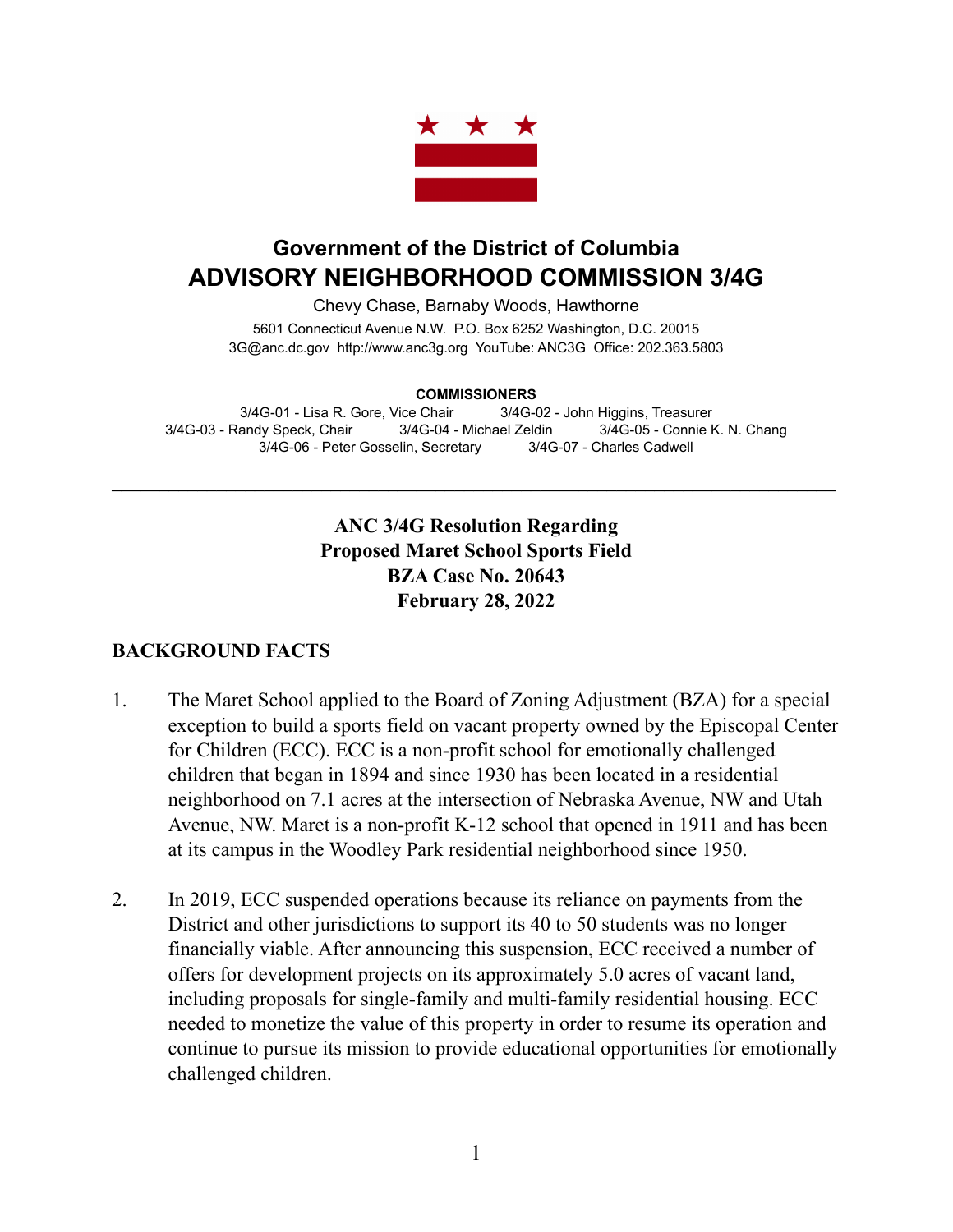## Government of the District of Columbia

# ADVISORY NEIGHBORHOOD COMMISSION 3/4G

Chevy Chase, Barnaby Woods, Hawthorne

5601 Connecticut Avenue N.W. P.O. Box 6252 Washington, D.C. 20015
3G@anc.dc.gov http://www.anc3g.org YouTube: ANC3G Office: 202.363.5803

**COMMISSIONERS**

3/4G-01 - Lisa R. Gore, Vice Chair 3/4G-02 - John Higgins, Treasurer
3/4G-03 - Randy Speck, Chair 3/4G-04 - Michael Zeldin 3/4G-05 - Connie K. N. Chang
3/4G-06 - Peter Gosselin, Secretary 3/4G-07 - Charles Cadwell

---

**ANC 3/4G Resolution Regarding**
**Proposed Maret School Sports Field**
**BZA Case No. 20643**
**February 28, 2022**

## BACKGROUND FACTS

1. The Maret School applied to the Board of Zoning Adjustment (BZA) for a special exception to build a sports field on vacant property owned by the Episcopal Center for Children (ECC). ECC is a non-profit school for emotionally challenged children that began in 1894 and since 1930 has been located in a residential neighborhood on 7.1 acres at the intersection of Nebraska Avenue, NW and Utah Avenue, NW. Maret is a non-profit K-12 school that opened in 1911 and has been at its campus in the Woodley Park residential neighborhood since 1950.

2. In 2019, ECC suspended operations because its reliance on payments from the District and other jurisdictions to support its 40 to 50 students was no longer financially viable. After announcing this suspension, ECC received a number of offers for development projects on its approximately 5.0 acres of vacant land, including proposals for single-family and multi-family residential housing. ECC needed to monetize the value of this property in order to resume its operation and continue to pursue its mission to provide educational opportunities for emotionally challenged children.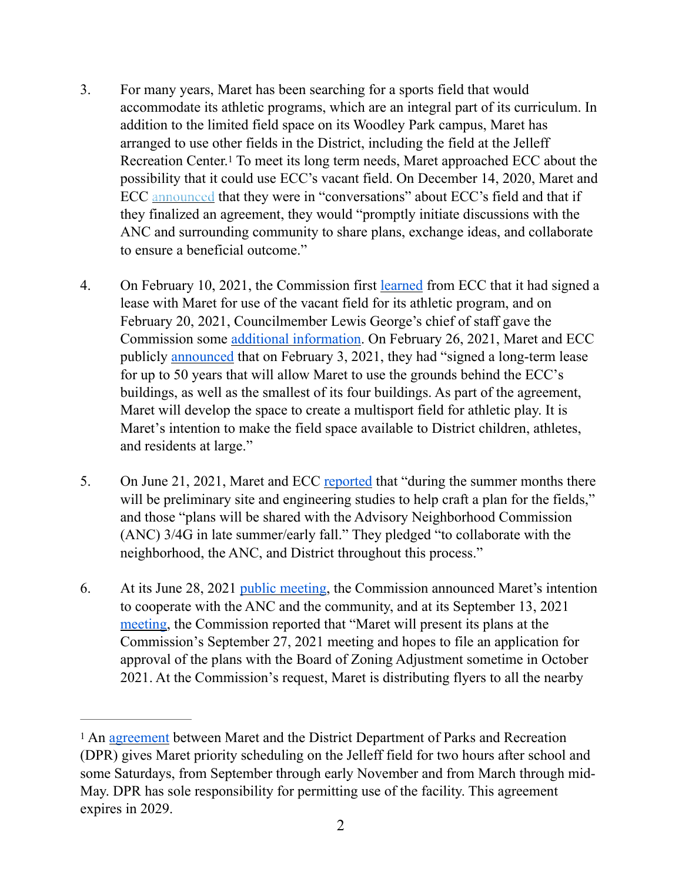3. For many years, Maret has been searching for a sports field that would accommodate its athletic programs, which are an integral part of its curriculum. In addition to the limited field space on its Woodley Park campus, Maret has arranged to use other fields in the District, including the field at the Jelleff Recreation Center.[1] To meet its long term needs, Maret approached ECC about the possibility that it could use ECC's vacant field. On December 14, 2020, Maret and ECC announced that they were in "conversations" about ECC's field and that if they finalized an agreement, they would "promptly initiate discussions with the ANC and surrounding community to share plans, exchange ideas, and collaborate to ensure a beneficial outcome."

4. On February 10, 2021, the Commission first learned from ECC that it had signed a lease with Maret for use of the vacant field for its athletic program, and on February 20, 2021, Councilmember Lewis George's chief of staff gave the Commission some additional information. On February 26, 2021, Maret and ECC publicly announced that on February 3, 2021, they had "signed a long-term lease for up to 50 years that will allow Maret to use the grounds behind the ECC's buildings, as well as the smallest of its four buildings. As part of the agreement, Maret will develop the space to create a multisport field for athletic play. It is Maret's intention to make the field space available to District children, athletes, and residents at large."

5. On June 21, 2021, Maret and ECC reported that "during the summer months there will be preliminary site and engineering studies to help craft a plan for the fields," and those "plans will be shared with the Advisory Neighborhood Commission (ANC) 3/4G in late summer/early fall." They pledged "to collaborate with the neighborhood, the ANC, and District throughout this process."

6. At its June 28, 2021 public meeting, the Commission announced Maret's intention to cooperate with the ANC and the community, and at its September 13, 2021 meeting, the Commission reported that "Maret will present its plans at the Commission's September 27, 2021 meeting and hopes to file an application for approval of the plans with the Board of Zoning Adjustment sometime in October 2021. At the Commission's request, Maret is distributing flyers to all the nearby

---

[1] An agreement between Maret and the District Department of Parks and Recreation (DPR) gives Maret priority scheduling on the Jelleff field for two hours after school and some Saturdays, from September through early November and from March through mid-May. DPR has sole responsibility for permitting use of the facility. This agreement expires in 2029.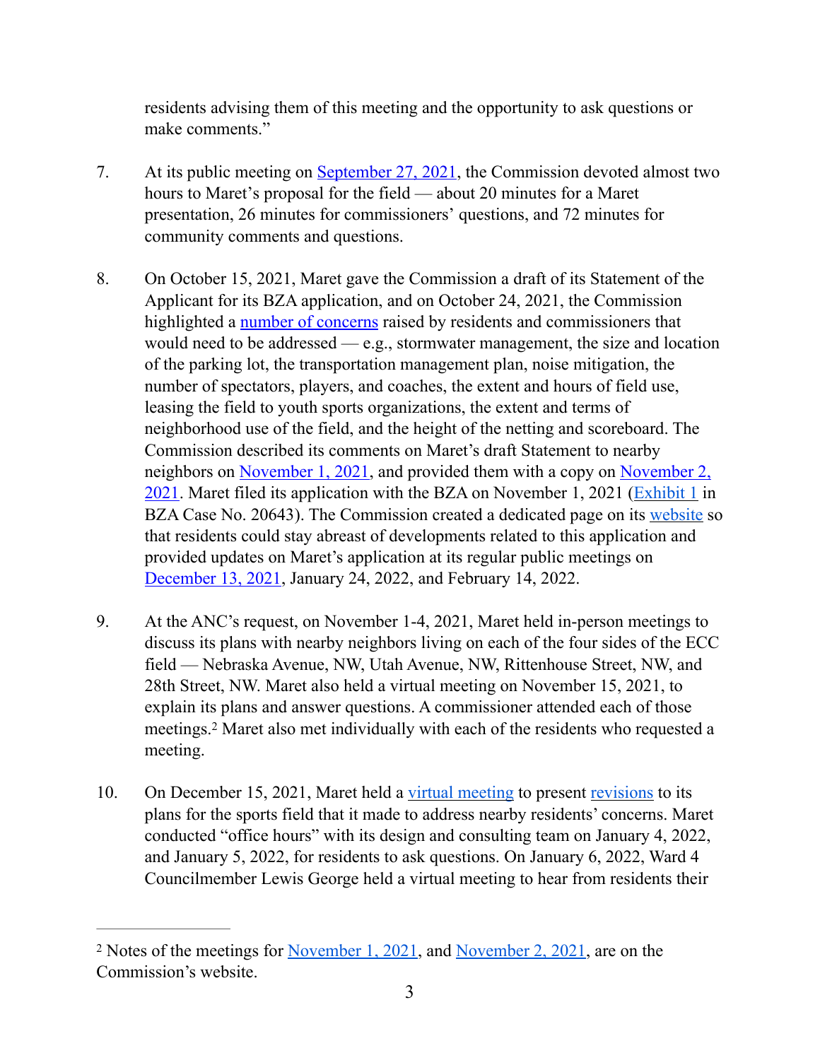residents advising them of this meeting and the opportunity to ask questions or make comments."

7. At its public meeting on September 27, 2021, the Commission devoted almost two hours to Maret's proposal for the field — about 20 minutes for a Maret presentation, 26 minutes for commissioners' questions, and 72 minutes for community comments and questions.

8. On October 15, 2021, Maret gave the Commission a draft of its Statement of the Applicant for its BZA application, and on October 24, 2021, the Commission highlighted a number of concerns raised by residents and commissioners that would need to be addressed — e.g., stormwater management, the size and location of the parking lot, the transportation management plan, noise mitigation, the number of spectators, players, and coaches, the extent and hours of field use, leasing the field to youth sports organizations, the extent and terms of neighborhood use of the field, and the height of the netting and scoreboard. The Commission described its comments on Maret's draft Statement to nearby neighbors on November 1, 2021, and provided them with a copy on November 2, 2021. Maret filed its application with the BZA on November 1, 2021 (Exhibit 1 in BZA Case No. 20643). The Commission created a dedicated page on its website so that residents could stay abreast of developments related to this application and provided updates on Maret's application at its regular public meetings on December 13, 2021, January 24, 2022, and February 14, 2022.

9. At the ANC's request, on November 1-4, 2021, Maret held in-person meetings to discuss its plans with nearby neighbors living on each of the four sides of the ECC field — Nebraska Avenue, NW, Utah Avenue, NW, Rittenhouse Street, NW, and 28th Street, NW. Maret also held a virtual meeting on November 15, 2021, to explain its plans and answer questions. A commissioner attended each of those meetings.[2] Maret also met individually with each of the residents who requested a meeting.

10. On December 15, 2021, Maret held a virtual meeting to present revisions to its plans for the sports field that it made to address nearby residents' concerns. Maret conducted "office hours" with its design and consulting team on January 4, 2022, and January 5, 2022, for residents to ask questions. On January 6, 2022, Ward 4 Councilmember Lewis George held a virtual meeting to hear from residents their

---

[2] Notes of the meetings for November 1, 2021, and November 2, 2021, are on the Commission's website.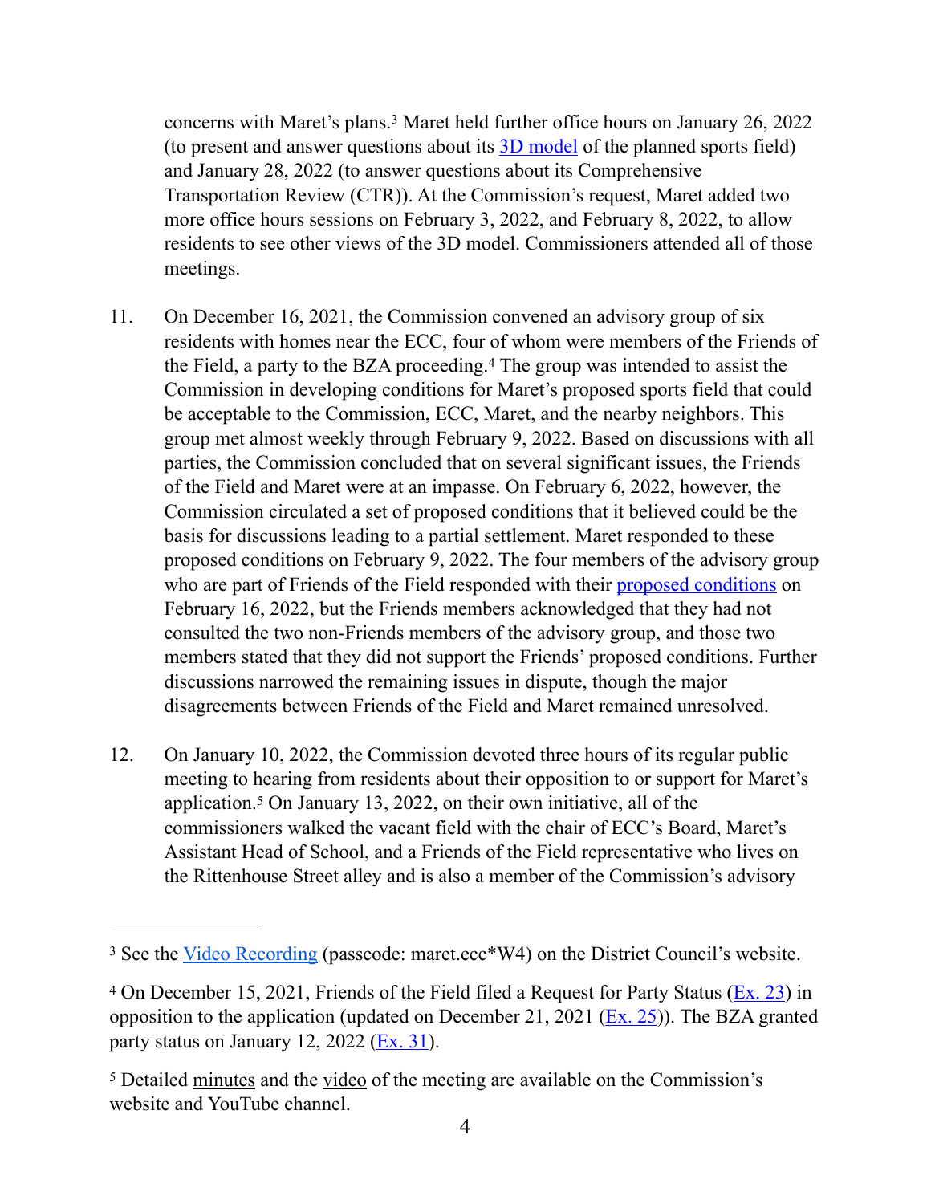concerns with Maret's plans.[3] Maret held further office hours on January 26, 2022 (to present and answer questions about its 3D model of the planned sports field) and January 28, 2022 (to answer questions about its Comprehensive Transportation Review (CTR)). At the Commission's request, Maret added two more office hours sessions on February 3, 2022, and February 8, 2022, to allow residents to see other views of the 3D model. Commissioners attended all of those meetings.

11. On December 16, 2021, the Commission convened an advisory group of six residents with homes near the ECC, four of whom were members of the Friends of the Field, a party to the BZA proceeding.[4] The group was intended to assist the Commission in developing conditions for Maret's proposed sports field that could be acceptable to the Commission, ECC, Maret, and the nearby neighbors. This group met almost weekly through February 9, 2022. Based on discussions with all parties, the Commission concluded that on several significant issues, the Friends of the Field and Maret were at an impasse. On February 6, 2022, however, the Commission circulated a set of proposed conditions that it believed could be the basis for discussions leading to a partial settlement. Maret responded to these proposed conditions on February 9, 2022. The four members of the advisory group who are part of Friends of the Field responded with their proposed conditions on February 16, 2022, but the Friends members acknowledged that they had not consulted the two non-Friends members of the advisory group, and those two members stated that they did not support the Friends' proposed conditions. Further discussions narrowed the remaining issues in dispute, though the major disagreements between Friends of the Field and Maret remained unresolved.

12. On January 10, 2022, the Commission devoted three hours of its regular public meeting to hearing from residents about their opposition to or support for Maret's application.[5] On January 13, 2022, on their own initiative, all of the commissioners walked the vacant field with the chair of ECC's Board, Maret's Assistant Head of School, and a Friends of the Field representative who lives on the Rittenhouse Street alley and is also a member of the Commission's advisory

---

[3] See the Video Recording (passcode: maret.ecc*W4) on the District Council's website.

[4] On December 15, 2021, Friends of the Field filed a Request for Party Status (Ex. 23) in opposition to the application (updated on December 21, 2021 (Ex. 25)). The BZA granted party status on January 12, 2022 (Ex. 31).

[5] Detailed minutes and the video of the meeting are available on the Commission's website and YouTube channel.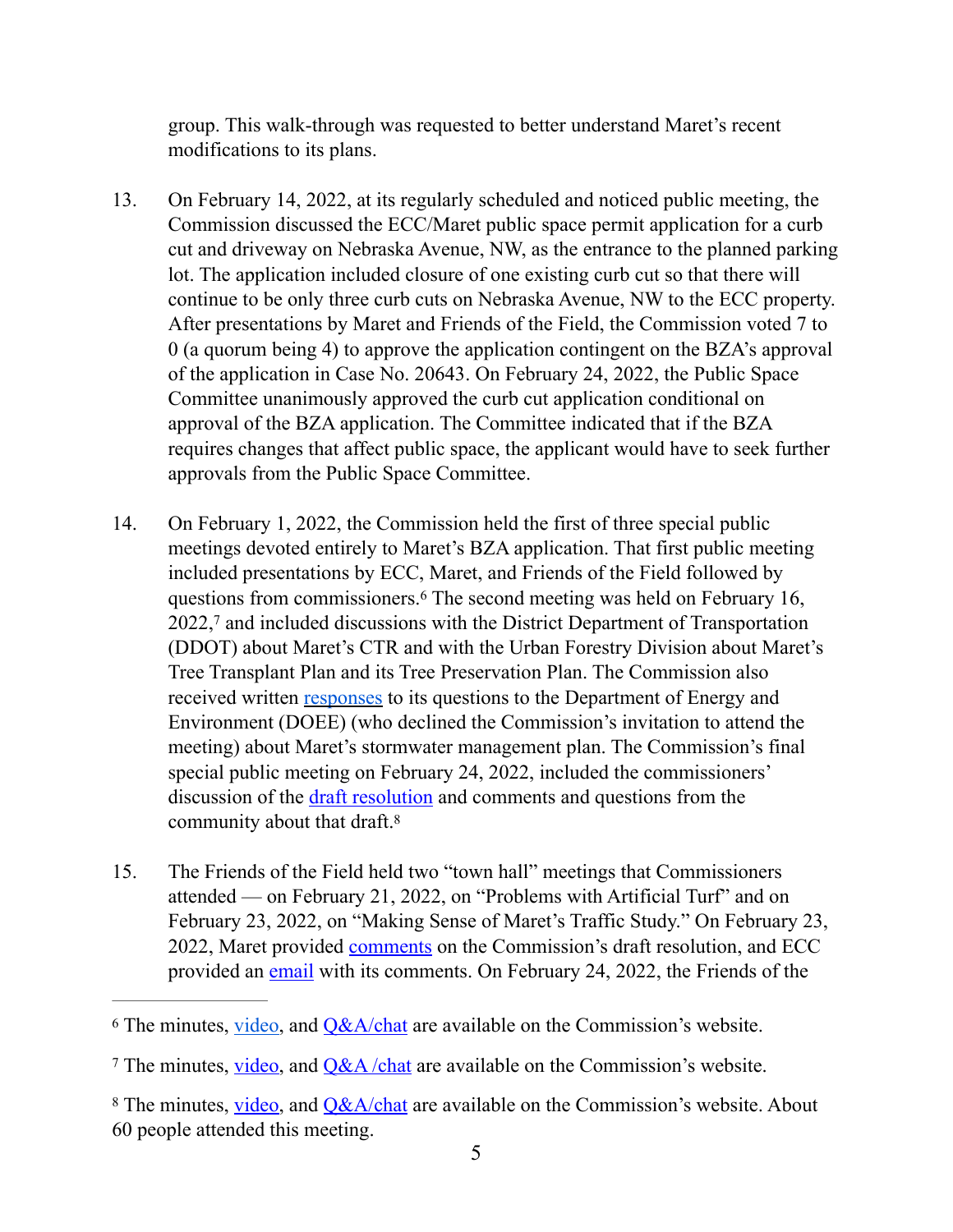group. This walk-through was requested to better understand Maret's recent modifications to its plans.

13. On February 14, 2022, at its regularly scheduled and noticed public meeting, the Commission discussed the ECC/Maret public space permit application for a curb cut and driveway on Nebraska Avenue, NW, as the entrance to the planned parking lot. The application included closure of one existing curb cut so that there will continue to be only three curb cuts on Nebraska Avenue, NW to the ECC property. After presentations by Maret and Friends of the Field, the Commission voted 7 to 0 (a quorum being 4) to approve the application contingent on the BZA's approval of the application in Case No. 20643. On February 24, 2022, the Public Space Committee unanimously approved the curb cut application conditional on approval of the BZA application. The Committee indicated that if the BZA requires changes that affect public space, the applicant would have to seek further approvals from the Public Space Committee.

14. On February 1, 2022, the Commission held the first of three special public meetings devoted entirely to Maret's BZA application. That first public meeting included presentations by ECC, Maret, and Friends of the Field followed by questions from commissioners.[6] The second meeting was held on February 16, 2022,[7] and included discussions with the District Department of Transportation (DDOT) about Maret's CTR and with the Urban Forestry Division about Maret's Tree Transplant Plan and its Tree Preservation Plan. The Commission also received written responses to its questions to the Department of Energy and Environment (DOEE) (who declined the Commission's invitation to attend the meeting) about Maret's stormwater management plan. The Commission's final special public meeting on February 24, 2022, included the commissioners' discussion of the draft resolution and comments and questions from the community about that draft.[8]

15. The Friends of the Field held two "town hall" meetings that Commissioners attended — on February 21, 2022, on "Problems with Artificial Turf" and on February 23, 2022, on "Making Sense of Maret's Traffic Study." On February 23, 2022, Maret provided comments on the Commission's draft resolution, and ECC provided an email with its comments. On February 24, 2022, the Friends of the

---

[6] The minutes, video, and Q&A/chat are available on the Commission's website.

[7] The minutes, video, and Q&A /chat are available on the Commission's website.

[8] The minutes, video, and Q&A/chat are available on the Commission's website. About 60 people attended this meeting.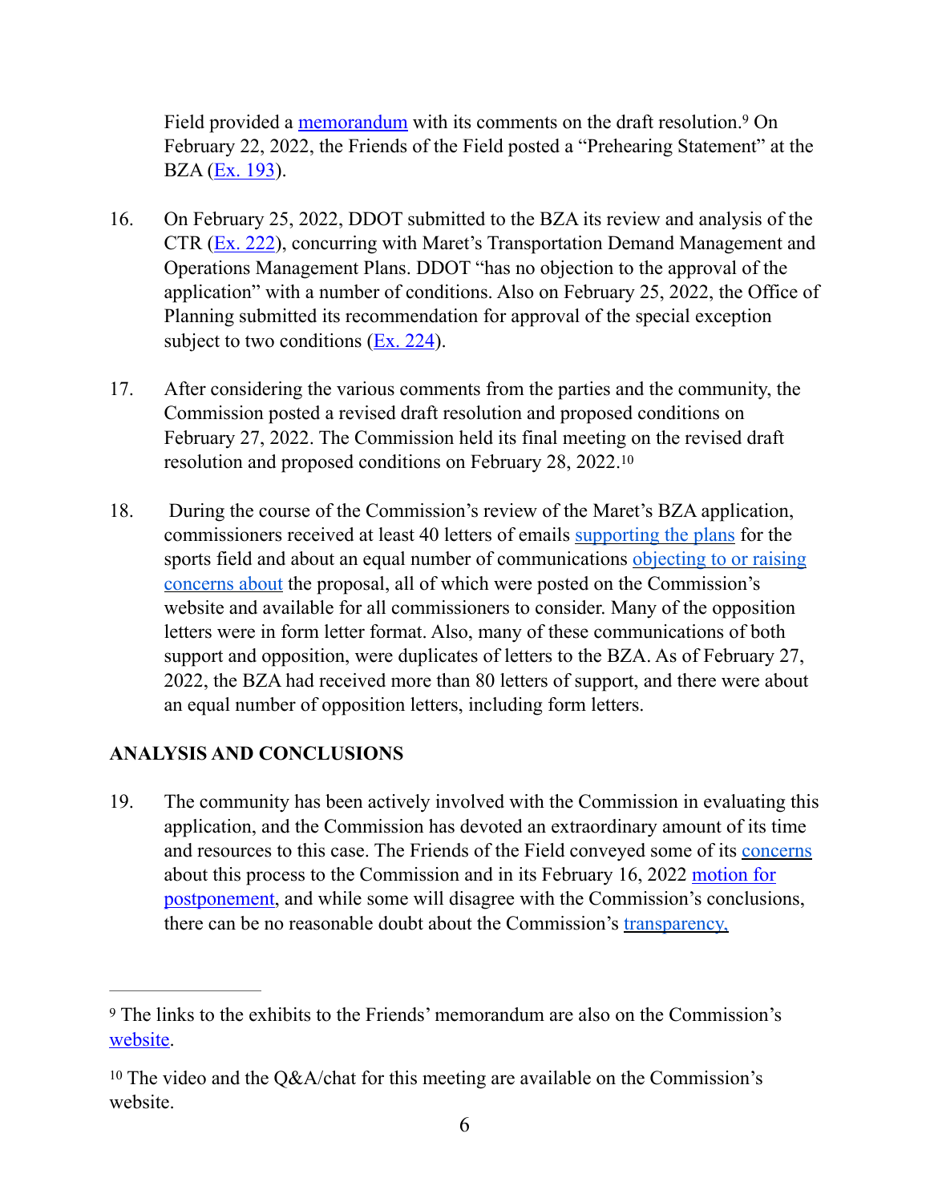Field provided a memorandum with its comments on the draft resolution.[9] On February 22, 2022, the Friends of the Field posted a "Prehearing Statement" at the BZA (Ex. 193).

16. On February 25, 2022, DDOT submitted to the BZA its review and analysis of the CTR (Ex. 222), concurring with Maret's Transportation Demand Management and Operations Management Plans. DDOT "has no objection to the approval of the application" with a number of conditions. Also on February 25, 2022, the Office of Planning submitted its recommendation for approval of the special exception subject to two conditions (Ex. 224).

17. After considering the various comments from the parties and the community, the Commission posted a revised draft resolution and proposed conditions on February 27, 2022. The Commission held its final meeting on the revised draft resolution and proposed conditions on February 28, 2022.[10]

18. During the course of the Commission's review of the Maret's BZA application, commissioners received at least 40 letters of emails supporting the plans for the sports field and about an equal number of communications objecting to or raising concerns about the proposal, all of which were posted on the Commission's website and available for all commissioners to consider. Many of the opposition letters were in form letter format. Also, many of these communications of both support and opposition, were duplicates of letters to the BZA. As of February 27, 2022, the BZA had received more than 80 letters of support, and there were about an equal number of opposition letters, including form letters.

## ANALYSIS AND CONCLUSIONS

19. The community has been actively involved with the Commission in evaluating this application, and the Commission has devoted an extraordinary amount of its time and resources to this case. The Friends of the Field conveyed some of its concerns about this process to the Commission and in its February 16, 2022 motion for postponement, and while some will disagree with the Commission's conclusions, there can be no reasonable doubt about the Commission's transparency,

---

[9] The links to the exhibits to the Friends' memorandum are also on the Commission's website.

[10] The video and the Q&A/chat for this meeting are available on the Commission's website.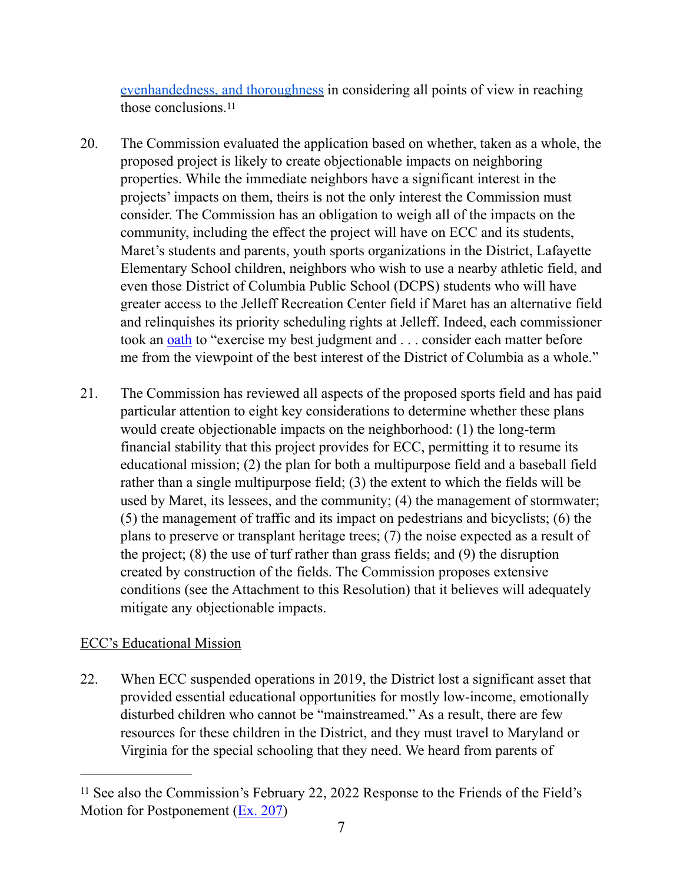evenhandedness, and thoroughness in considering all points of view in reaching those conclusions.[11]

20. The Commission evaluated the application based on whether, taken as a whole, the proposed project is likely to create objectionable impacts on neighboring properties. While the immediate neighbors have a significant interest in the projects' impacts on them, theirs is not the only interest the Commission must consider. The Commission has an obligation to weigh all of the impacts on the community, including the effect the project will have on ECC and its students, Maret's students and parents, youth sports organizations in the District, Lafayette Elementary School children, neighbors who wish to use a nearby athletic field, and even those District of Columbia Public School (DCPS) students who will have greater access to the Jelleff Recreation Center field if Maret has an alternative field and relinquishes its priority scheduling rights at Jelleff. Indeed, each commissioner took an oath to "exercise my best judgment and . . . consider each matter before me from the viewpoint of the best interest of the District of Columbia as a whole."

21. The Commission has reviewed all aspects of the proposed sports field and has paid particular attention to eight key considerations to determine whether these plans would create objectionable impacts on the neighborhood: (1) the long-term financial stability that this project provides for ECC, permitting it to resume its educational mission; (2) the plan for both a multipurpose field and a baseball field rather than a single multipurpose field; (3) the extent to which the fields will be used by Maret, its lessees, and the community; (4) the management of stormwater; (5) the management of traffic and its impact on pedestrians and bicyclists; (6) the plans to preserve or transplant heritage trees; (7) the noise expected as a result of the project; (8) the use of turf rather than grass fields; and (9) the disruption created by construction of the fields. The Commission proposes extensive conditions (see the Attachment to this Resolution) that it believes will adequately mitigate any objectionable impacts.

ECC's Educational Mission

22. When ECC suspended operations in 2019, the District lost a significant asset that provided essential educational opportunities for mostly low-income, emotionally disturbed children who cannot be "mainstreamed." As a result, there are few resources for these children in the District, and they must travel to Maryland or Virginia for the special schooling that they need. We heard from parents of

[11] See also the Commission's February 22, 2022 Response to the Friends of the Field's Motion for Postponement (Ex. 207)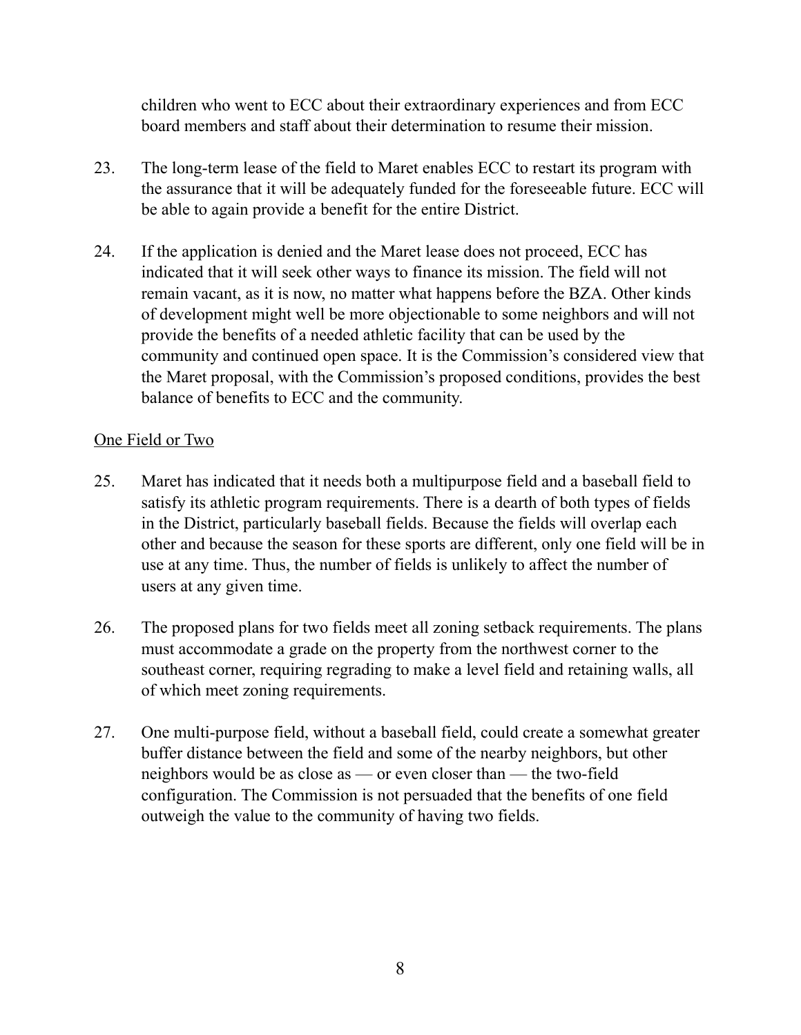children who went to ECC about their extraordinary experiences and from ECC board members and staff about their determination to resume their mission.

23. The long-term lease of the field to Maret enables ECC to restart its program with the assurance that it will be adequately funded for the foreseeable future. ECC will be able to again provide a benefit for the entire District.

24. If the application is denied and the Maret lease does not proceed, ECC has indicated that it will seek other ways to finance its mission. The field will not remain vacant, as it is now, no matter what happens before the BZA. Other kinds of development might well be more objectionable to some neighbors and will not provide the benefits of a needed athletic facility that can be used by the community and continued open space. It is the Commission's considered view that the Maret proposal, with the Commission's proposed conditions, provides the best balance of benefits to ECC and the community.

<u>One Field or Two</u>

25. Maret has indicated that it needs both a multipurpose field and a baseball field to satisfy its athletic program requirements. There is a dearth of both types of fields in the District, particularly baseball fields. Because the fields will overlap each other and because the season for these sports are different, only one field will be in use at any time. Thus, the number of fields is unlikely to affect the number of users at any given time.

26. The proposed plans for two fields meet all zoning setback requirements. The plans must accommodate a grade on the property from the northwest corner to the southeast corner, requiring regrading to make a level field and retaining walls, all of which meet zoning requirements.

27. One multi-purpose field, without a baseball field, could create a somewhat greater buffer distance between the field and some of the nearby neighbors, but other neighbors would be as close as — or even closer than — the two-field configuration. The Commission is not persuaded that the benefits of one field outweigh the value to the community of having two fields.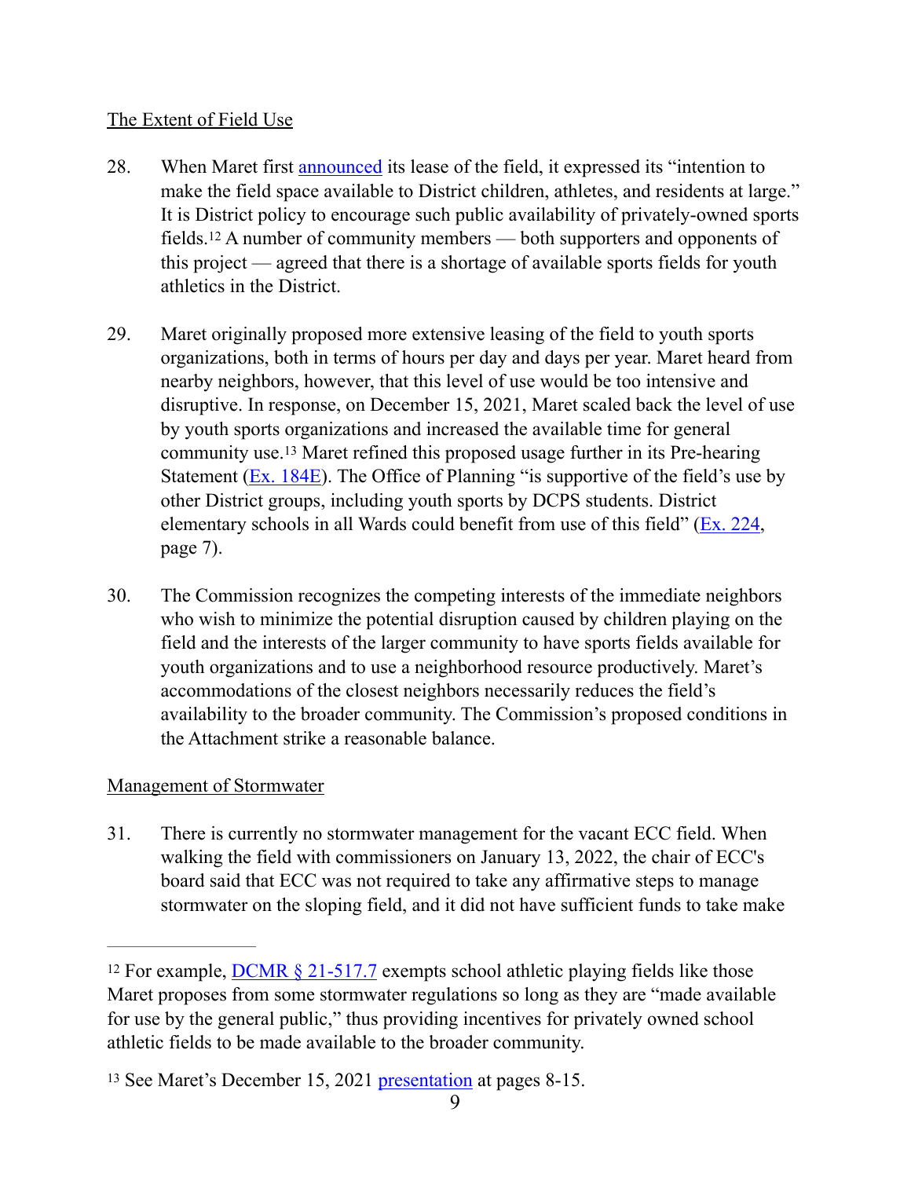The Extent of Field Use

28. When Maret first announced its lease of the field, it expressed its "intention to make the field space available to District children, athletes, and residents at large." It is District policy to encourage such public availability of privately-owned sports fields.[12] A number of community members — both supporters and opponents of this project — agreed that there is a shortage of available sports fields for youth athletics in the District.

29. Maret originally proposed more extensive leasing of the field to youth sports organizations, both in terms of hours per day and days per year. Maret heard from nearby neighbors, however, that this level of use would be too intensive and disruptive. In response, on December 15, 2021, Maret scaled back the level of use by youth sports organizations and increased the available time for general community use.[13] Maret refined this proposed usage further in its Pre-hearing Statement (Ex. 184E). The Office of Planning "is supportive of the field's use by other District groups, including youth sports by DCPS students. District elementary schools in all Wards could benefit from use of this field" (Ex. 224, page 7).

30. The Commission recognizes the competing interests of the immediate neighbors who wish to minimize the potential disruption caused by children playing on the field and the interests of the larger community to have sports fields available for youth organizations and to use a neighborhood resource productively. Maret's accommodations of the closest neighbors necessarily reduces the field's availability to the broader community. The Commission's proposed conditions in the Attachment strike a reasonable balance.

Management of Stormwater

31. There is currently no stormwater management for the vacant ECC field. When walking the field with commissioners on January 13, 2022, the chair of ECC's board said that ECC was not required to take any affirmative steps to manage stormwater on the sloping field, and it did not have sufficient funds to take make

---

[12] For example, DCMR § 21-517.7 exempts school athletic playing fields like those Maret proposes from some stormwater regulations so long as they are "made available for use by the general public," thus providing incentives for privately owned school athletic fields to be made available to the broader community.

[13] See Maret's December 15, 2021 presentation at pages 8-15.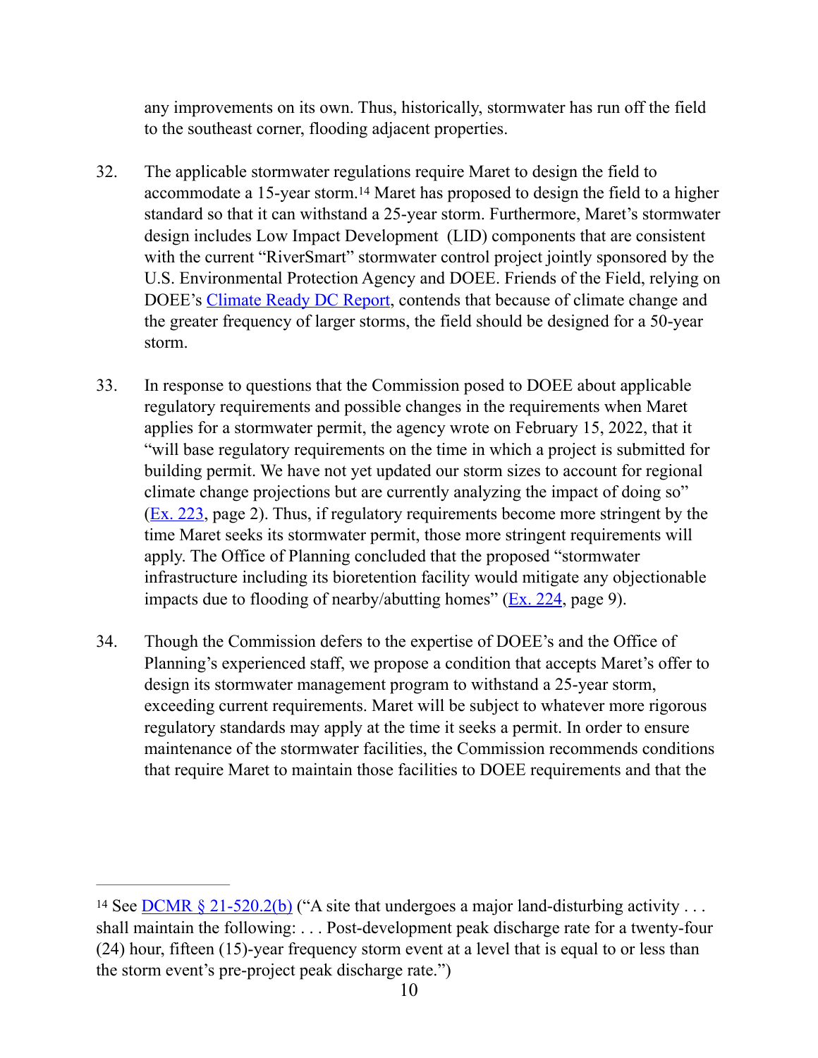any improvements on its own. Thus, historically, stormwater has run off the field to the southeast corner, flooding adjacent properties.

32. The applicable stormwater regulations require Maret to design the field to accommodate a 15-year storm.[14] Maret has proposed to design the field to a higher standard so that it can withstand a 25-year storm. Furthermore, Maret's stormwater design includes Low Impact Development (LID) components that are consistent with the current "RiverSmart" stormwater control project jointly sponsored by the U.S. Environmental Protection Agency and DOEE. Friends of the Field, relying on DOEE's Climate Ready DC Report, contends that because of climate change and the greater frequency of larger storms, the field should be designed for a 50-year storm.

33. In response to questions that the Commission posed to DOEE about applicable regulatory requirements and possible changes in the requirements when Maret applies for a stormwater permit, the agency wrote on February 15, 2022, that it "will base regulatory requirements on the time in which a project is submitted for building permit. We have not yet updated our storm sizes to account for regional climate change projections but are currently analyzing the impact of doing so" (Ex. 223, page 2). Thus, if regulatory requirements become more stringent by the time Maret seeks its stormwater permit, those more stringent requirements will apply. The Office of Planning concluded that the proposed "stormwater infrastructure including its bioretention facility would mitigate any objectionable impacts due to flooding of nearby/abutting homes" (Ex. 224, page 9).

34. Though the Commission defers to the expertise of DOEE's and the Office of Planning's experienced staff, we propose a condition that accepts Maret's offer to design its stormwater management program to withstand a 25-year storm, exceeding current requirements. Maret will be subject to whatever more rigorous regulatory standards may apply at the time it seeks a permit. In order to ensure maintenance of the stormwater facilities, the Commission recommends conditions that require Maret to maintain those facilities to DOEE requirements and that the

---

[14] See DCMR § 21-520.2(b) ("A site that undergoes a major land-disturbing activity . . . shall maintain the following: . . . Post-development peak discharge rate for a twenty-four (24) hour, fifteen (15)-year frequency storm event at a level that is equal to or less than the storm event's pre-project peak discharge rate.")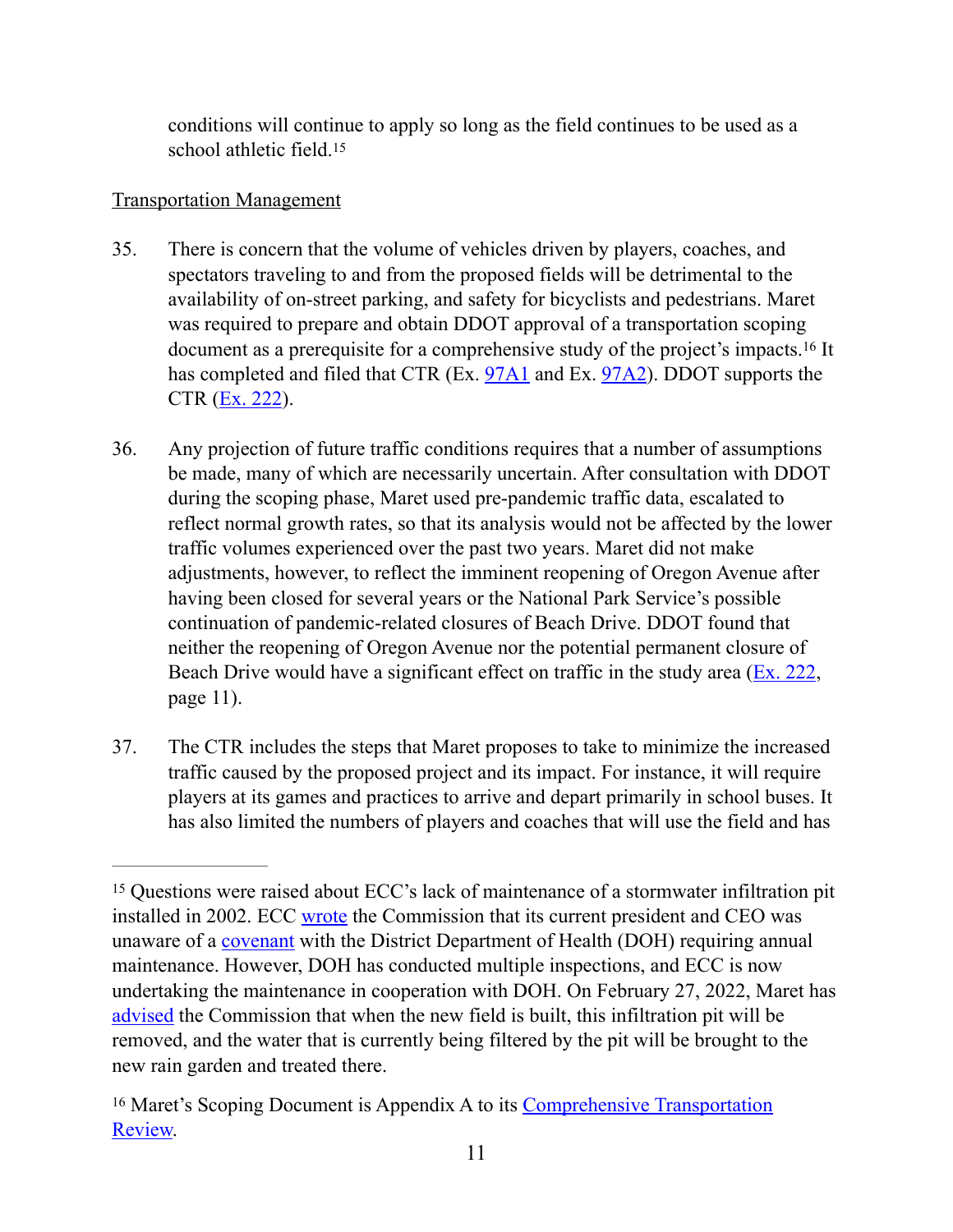conditions will continue to apply so long as the field continues to be used as a school athletic field.[15]

Transportation Management

35. There is concern that the volume of vehicles driven by players, coaches, and spectators traveling to and from the proposed fields will be detrimental to the availability of on-street parking, and safety for bicyclists and pedestrians. Maret was required to prepare and obtain DDOT approval of a transportation scoping document as a prerequisite for a comprehensive study of the project's impacts.[16] It has completed and filed that CTR (Ex. 97A1 and Ex. 97A2). DDOT supports the CTR (Ex. 222).

36. Any projection of future traffic conditions requires that a number of assumptions be made, many of which are necessarily uncertain. After consultation with DDOT during the scoping phase, Maret used pre-pandemic traffic data, escalated to reflect normal growth rates, so that its analysis would not be affected by the lower traffic volumes experienced over the past two years. Maret did not make adjustments, however, to reflect the imminent reopening of Oregon Avenue after having been closed for several years or the National Park Service's possible continuation of pandemic-related closures of Beach Drive. DDOT found that neither the reopening of Oregon Avenue nor the potential permanent closure of Beach Drive would have a significant effect on traffic in the study area (Ex. 222, page 11).

37. The CTR includes the steps that Maret proposes to take to minimize the increased traffic caused by the proposed project and its impact. For instance, it will require players at its games and practices to arrive and depart primarily in school buses. It has also limited the numbers of players and coaches that will use the field and has

---

[15] Questions were raised about ECC's lack of maintenance of a stormwater infiltration pit installed in 2002. ECC wrote the Commission that its current president and CEO was unaware of a covenant with the District Department of Health (DOH) requiring annual maintenance. However, DOH has conducted multiple inspections, and ECC is now undertaking the maintenance in cooperation with DOH. On February 27, 2022, Maret has advised the Commission that when the new field is built, this infiltration pit will be removed, and the water that is currently being filtered by the pit will be brought to the new rain garden and treated there.

[16] Maret's Scoping Document is Appendix A to its Comprehensive Transportation Review.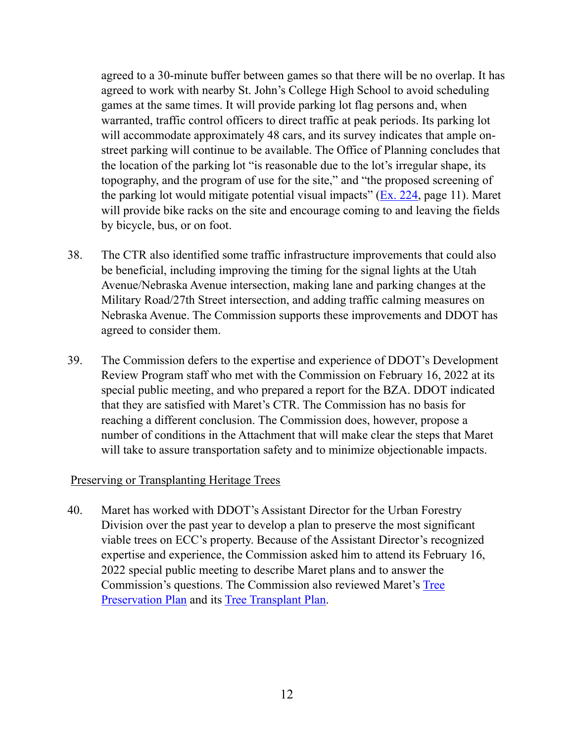agreed to a 30-minute buffer between games so that there will be no overlap. It has agreed to work with nearby St. John's College High School to avoid scheduling games at the same times. It will provide parking lot flag persons and, when warranted, traffic control officers to direct traffic at peak periods. Its parking lot will accommodate approximately 48 cars, and its survey indicates that ample on-street parking will continue to be available. The Office of Planning concludes that the location of the parking lot "is reasonable due to the lot's irregular shape, its topography, and the program of use for the site," and "the proposed screening of the parking lot would mitigate potential visual impacts" (Ex. 224, page 11). Maret will provide bike racks on the site and encourage coming to and leaving the fields by bicycle, bus, or on foot.

38. The CTR also identified some traffic infrastructure improvements that could also be beneficial, including improving the timing for the signal lights at the Utah Avenue/Nebraska Avenue intersection, making lane and parking changes at the Military Road/27th Street intersection, and adding traffic calming measures on Nebraska Avenue. The Commission supports these improvements and DDOT has agreed to consider them.

39. The Commission defers to the expertise and experience of DDOT's Development Review Program staff who met with the Commission on February 16, 2022 at its special public meeting, and who prepared a report for the BZA. DDOT indicated that they are satisfied with Maret's CTR. The Commission has no basis for reaching a different conclusion. The Commission does, however, propose a number of conditions in the Attachment that will make clear the steps that Maret will take to assure transportation safety and to minimize objectionable impacts.

Preserving or Transplanting Heritage Trees

40. Maret has worked with DDOT's Assistant Director for the Urban Forestry Division over the past year to develop a plan to preserve the most significant viable trees on ECC's property. Because of the Assistant Director's recognized expertise and experience, the Commission asked him to attend its February 16, 2022 special public meeting to describe Maret plans and to answer the Commission's questions. The Commission also reviewed Maret's Tree Preservation Plan and its Tree Transplant Plan.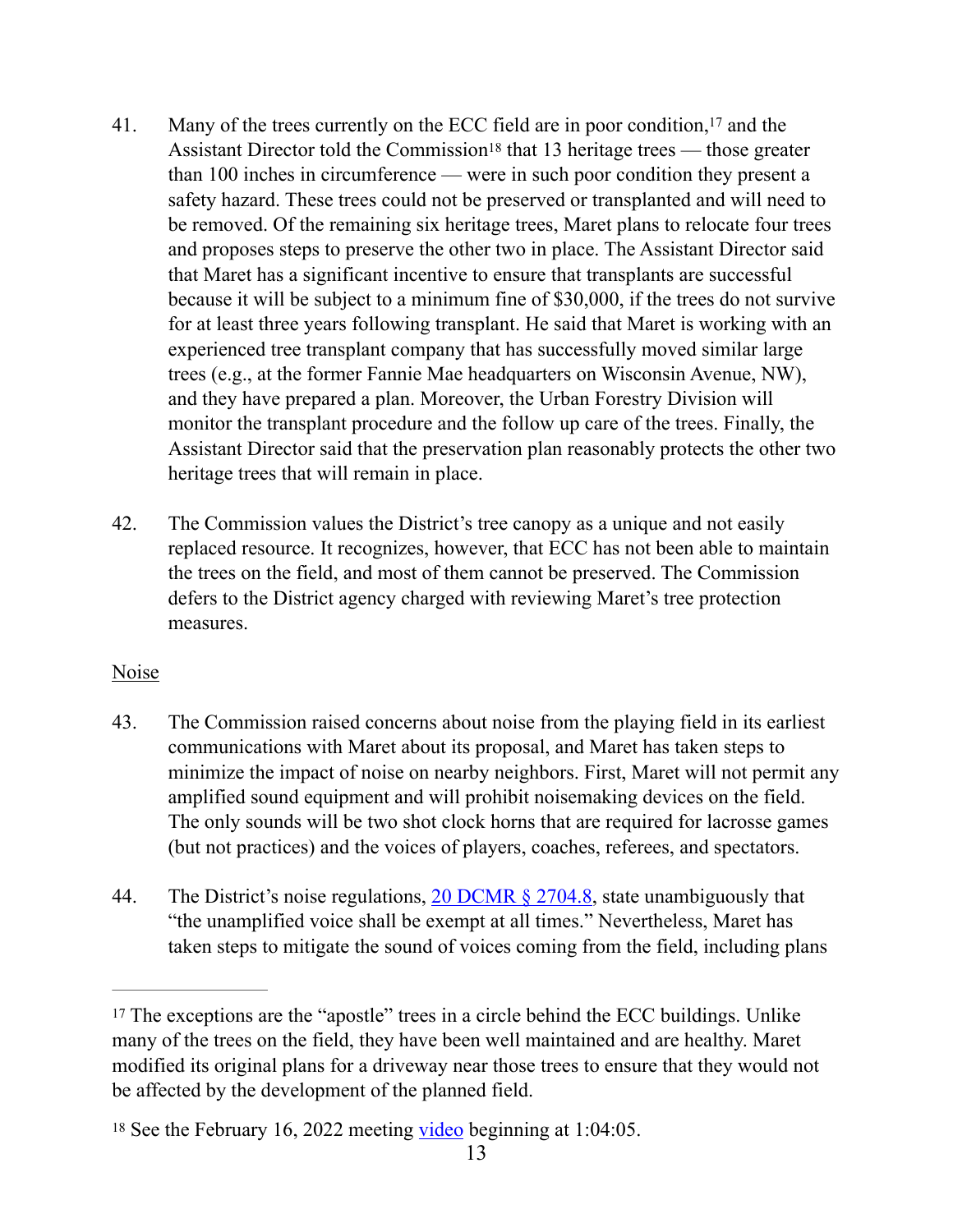41. Many of the trees currently on the ECC field are in poor condition,[17] and the Assistant Director told the Commission[18] that 13 heritage trees — those greater than 100 inches in circumference — were in such poor condition they present a safety hazard. These trees could not be preserved or transplanted and will need to be removed. Of the remaining six heritage trees, Maret plans to relocate four trees and proposes steps to preserve the other two in place. The Assistant Director said that Maret has a significant incentive to ensure that transplants are successful because it will be subject to a minimum fine of $30,000, if the trees do not survive for at least three years following transplant. He said that Maret is working with an experienced tree transplant company that has successfully moved similar large trees (e.g., at the former Fannie Mae headquarters on Wisconsin Avenue, NW), and they have prepared a plan. Moreover, the Urban Forestry Division will monitor the transplant procedure and the follow up care of the trees. Finally, the Assistant Director said that the preservation plan reasonably protects the other two heritage trees that will remain in place.

42. The Commission values the District's tree canopy as a unique and not easily replaced resource. It recognizes, however, that ECC has not been able to maintain the trees on the field, and most of them cannot be preserved. The Commission defers to the District agency charged with reviewing Maret's tree protection measures.

<u>Noise</u>

43. The Commission raised concerns about noise from the playing field in its earliest communications with Maret about its proposal, and Maret has taken steps to minimize the impact of noise on nearby neighbors. First, Maret will not permit any amplified sound equipment and will prohibit noisemaking devices on the field. The only sounds will be two shot clock horns that are required for lacrosse games (but not practices) and the voices of players, coaches, referees, and spectators.

44. The District's noise regulations, 20 DCMR § 2704.8, state unambiguously that "the unamplified voice shall be exempt at all times." Nevertheless, Maret has taken steps to mitigate the sound of voices coming from the field, including plans

---

[17] The exceptions are the "apostle" trees in a circle behind the ECC buildings. Unlike many of the trees on the field, they have been well maintained and are healthy. Maret modified its original plans for a driveway near those trees to ensure that they would not be affected by the development of the planned field.

[18] See the February 16, 2022 meeting video beginning at 1:04:05.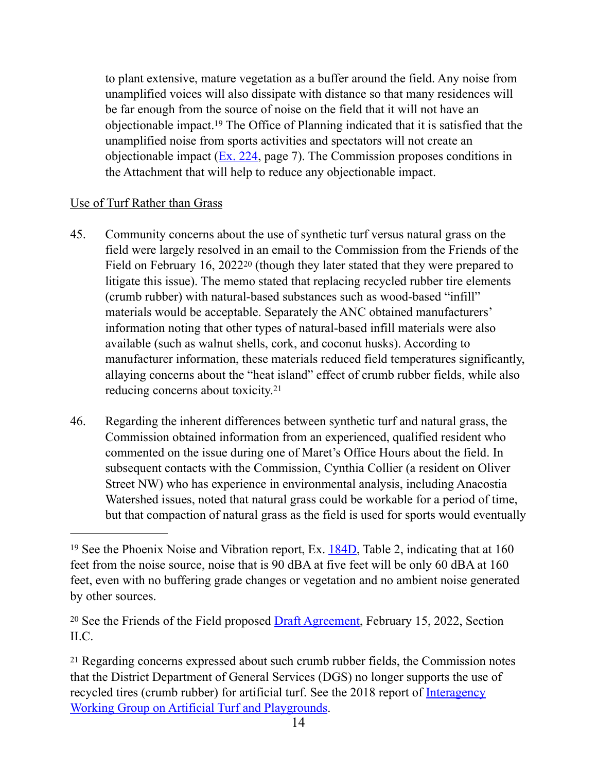to plant extensive, mature vegetation as a buffer around the field. Any noise from unamplified voices will also dissipate with distance so that many residences will be far enough from the source of noise on the field that it will not have an objectionable impact.[19] The Office of Planning indicated that it is satisfied that the unamplified noise from sports activities and spectators will not create an objectionable impact (Ex. 224, page 7). The Commission proposes conditions in the Attachment that will help to reduce any objectionable impact.

Use of Turf Rather than Grass

45. Community concerns about the use of synthetic turf versus natural grass on the field were largely resolved in an email to the Commission from the Friends of the Field on February 16, 2022[20] (though they later stated that they were prepared to litigate this issue). The memo stated that replacing recycled rubber tire elements (crumb rubber) with natural-based substances such as wood-based "infill" materials would be acceptable. Separately the ANC obtained manufacturers' information noting that other types of natural-based infill materials were also available (such as walnut shells, cork, and coconut husks). According to manufacturer information, these materials reduced field temperatures significantly, allaying concerns about the "heat island" effect of crumb rubber fields, while also reducing concerns about toxicity.[21]

46. Regarding the inherent differences between synthetic turf and natural grass, the Commission obtained information from an experienced, qualified resident who commented on the issue during one of Maret's Office Hours about the field. In subsequent contacts with the Commission, Cynthia Collier (a resident on Oliver Street NW) who has experience in environmental analysis, including Anacostia Watershed issues, noted that natural grass could be workable for a period of time, but that compaction of natural grass as the field is used for sports would eventually

---

[19] See the Phoenix Noise and Vibration report, Ex. 184D, Table 2, indicating that at 160 feet from the noise source, noise that is 90 dBA at five feet will be only 60 dBA at 160 feet, even with no buffering grade changes or vegetation and no ambient noise generated by other sources.

[20] See the Friends of the Field proposed Draft Agreement, February 15, 2022, Section II.C.

[21] Regarding concerns expressed about such crumb rubber fields, the Commission notes that the District Department of General Services (DGS) no longer supports the use of recycled tires (crumb rubber) for artificial turf. See the 2018 report of Interagency Working Group on Artificial Turf and Playgrounds.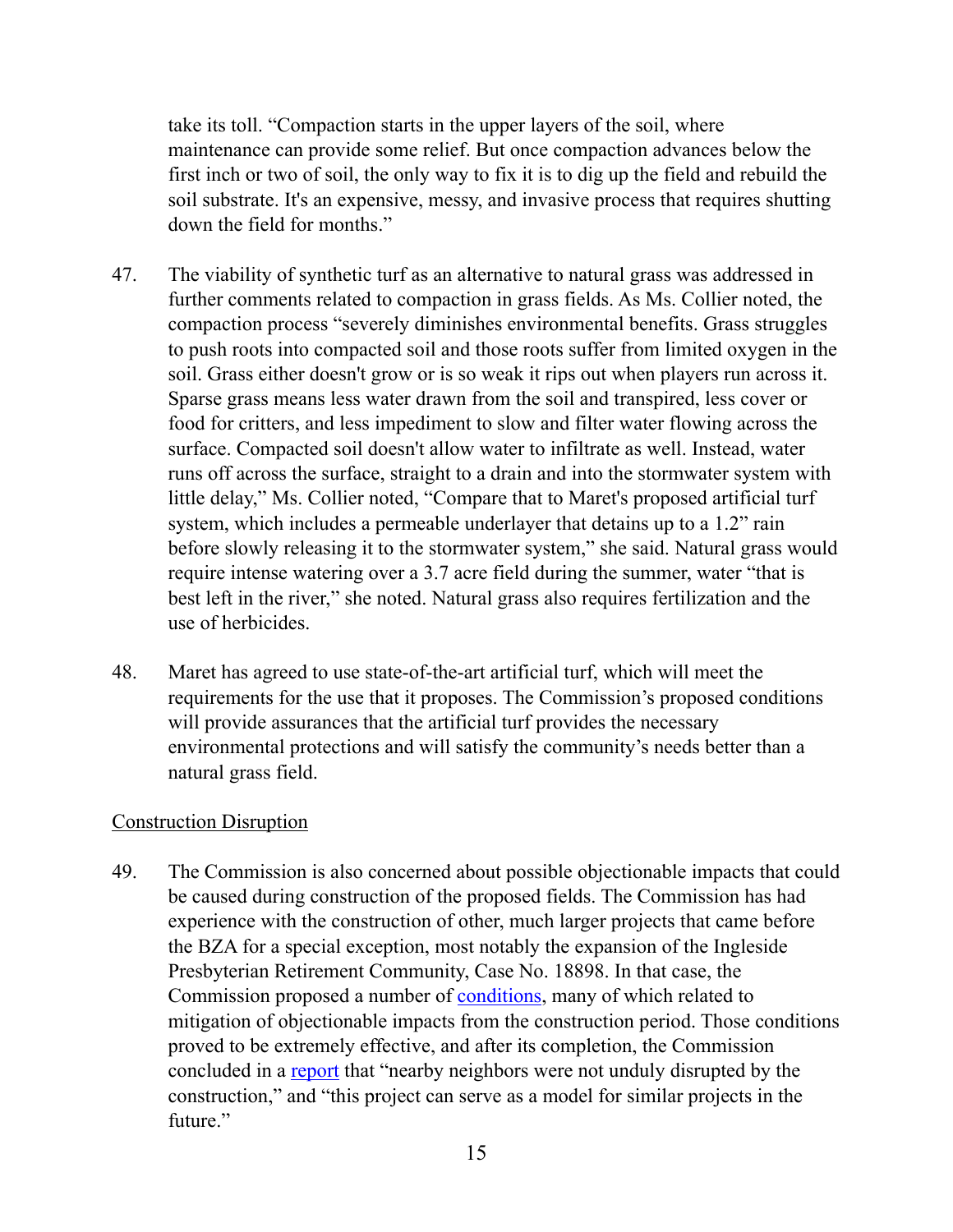take its toll. "Compaction starts in the upper layers of the soil, where maintenance can provide some relief. But once compaction advances below the first inch or two of soil, the only way to fix it is to dig up the field and rebuild the soil substrate. It's an expensive, messy, and invasive process that requires shutting down the field for months."

47. The viability of synthetic turf as an alternative to natural grass was addressed in further comments related to compaction in grass fields. As Ms. Collier noted, the compaction process "severely diminishes environmental benefits. Grass struggles to push roots into compacted soil and those roots suffer from limited oxygen in the soil. Grass either doesn't grow or is so weak it rips out when players run across it. Sparse grass means less water drawn from the soil and transpired, less cover or food for critters, and less impediment to slow and filter water flowing across the surface. Compacted soil doesn't allow water to infiltrate as well. Instead, water runs off across the surface, straight to a drain and into the stormwater system with little delay," Ms. Collier noted, "Compare that to Maret's proposed artificial turf system, which includes a permeable underlayer that detains up to a 1.2" rain before slowly releasing it to the stormwater system," she said. Natural grass would require intense watering over a 3.7 acre field during the summer, water "that is best left in the river," she noted. Natural grass also requires fertilization and the use of herbicides.

48. Maret has agreed to use state-of-the-art artificial turf, which will meet the requirements for the use that it proposes. The Commission's proposed conditions will provide assurances that the artificial turf provides the necessary environmental protections and will satisfy the community's needs better than a natural grass field.

Construction Disruption

49. The Commission is also concerned about possible objectionable impacts that could be caused during construction of the proposed fields. The Commission has had experience with the construction of other, much larger projects that came before the BZA for a special exception, most notably the expansion of the Ingleside Presbyterian Retirement Community, Case No. 18898. In that case, the Commission proposed a number of conditions, many of which related to mitigation of objectionable impacts from the construction period. Those conditions proved to be extremely effective, and after its completion, the Commission concluded in a report that "nearby neighbors were not unduly disrupted by the construction," and "this project can serve as a model for similar projects in the future."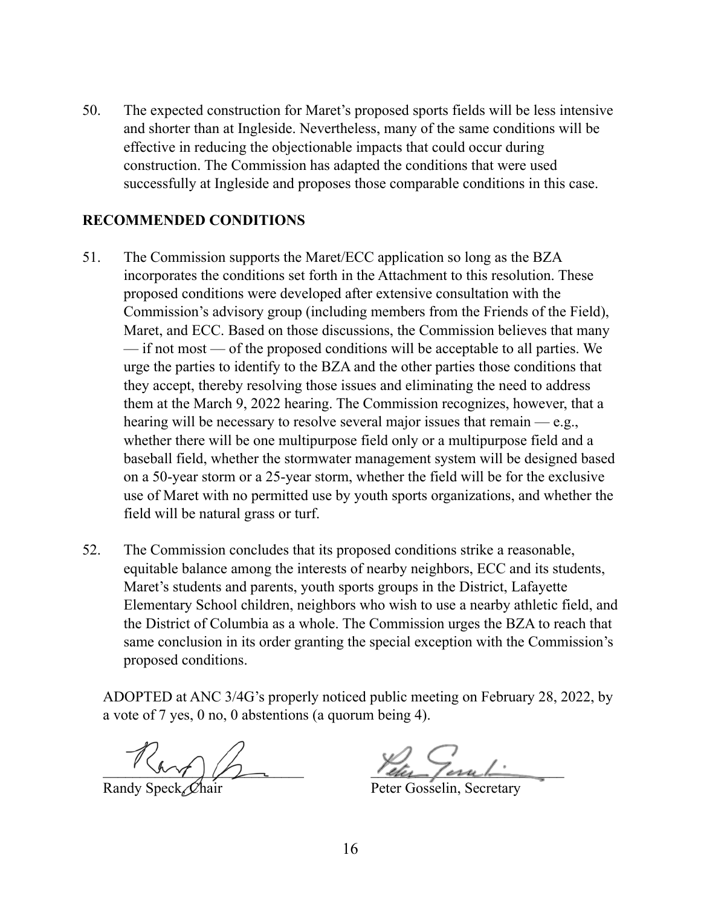50. The expected construction for Maret's proposed sports fields will be less intensive and shorter than at Ingleside. Nevertheless, many of the same conditions will be effective in reducing the objectionable impacts that could occur during construction. The Commission has adapted the conditions that were used successfully at Ingleside and proposes those comparable conditions in this case.

**RECOMMENDED CONDITIONS**

51. The Commission supports the Maret/ECC application so long as the BZA incorporates the conditions set forth in the Attachment to this resolution. These proposed conditions were developed after extensive consultation with the Commission's advisory group (including members from the Friends of the Field), Maret, and ECC. Based on those discussions, the Commission believes that many — if not most — of the proposed conditions will be acceptable to all parties. We urge the parties to identify to the BZA and the other parties those conditions that they accept, thereby resolving those issues and eliminating the need to address them at the March 9, 2022 hearing. The Commission recognizes, however, that a hearing will be necessary to resolve several major issues that remain — e.g., whether there will be one multipurpose field only or a multipurpose field and a baseball field, whether the stormwater management system will be designed based on a 50-year storm or a 25-year storm, whether the field will be for the exclusive use of Maret with no permitted use by youth sports organizations, and whether the field will be natural grass or turf.

52. The Commission concludes that its proposed conditions strike a reasonable, equitable balance among the interests of nearby neighbors, ECC and its students, Maret's students and parents, youth sports groups in the District, Lafayette Elementary School children, neighbors who wish to use a nearby athletic field, and the District of Columbia as a whole. The Commission urges the BZA to reach that same conclusion in its order granting the special exception with the Commission's proposed conditions.

ADOPTED at ANC 3/4G's properly noticed public meeting on February 28, 2022, by a vote of 7 yes, 0 no, 0 abstentions (a quorum being 4).

Randy Speck, Chair

Peter Gosselin, Secretary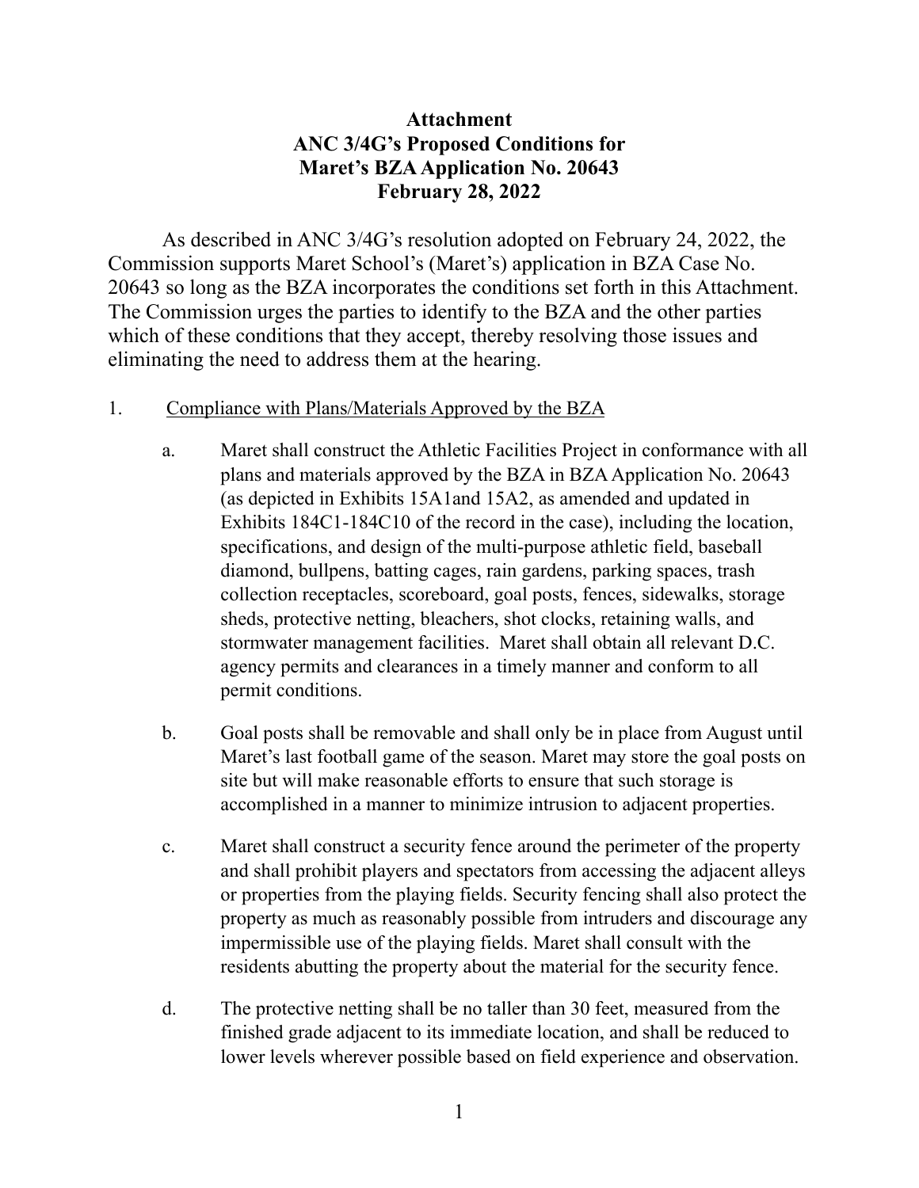# Attachment
# ANC 3/4G's Proposed Conditions for Maret's BZA Application No. 20643
# February 28, 2022

As described in ANC 3/4G's resolution adopted on February 24, 2022, the Commission supports Maret School's (Maret's) application in BZA Case No. 20643 so long as the BZA incorporates the conditions set forth in this Attachment. The Commission urges the parties to identify to the BZA and the other parties which of these conditions that they accept, thereby resolving those issues and eliminating the need to address them at the hearing.

1. <u>Compliance with Plans/Materials Approved by the BZA</u>

   a. Maret shall construct the Athletic Facilities Project in conformance with all plans and materials approved by the BZA in BZA Application No. 20643 (as depicted in Exhibits 15A1and 15A2, as amended and updated in Exhibits 184C1-184C10 of the record in the case), including the location, specifications, and design of the multi-purpose athletic field, baseball diamond, bullpens, batting cages, rain gardens, parking spaces, trash collection receptacles, scoreboard, goal posts, fences, sidewalks, storage sheds, protective netting, bleachers, shot clocks, retaining walls, and stormwater management facilities. Maret shall obtain all relevant D.C. agency permits and clearances in a timely manner and conform to all permit conditions.

   b. Goal posts shall be removable and shall only be in place from August until Maret's last football game of the season. Maret may store the goal posts on site but will make reasonable efforts to ensure that such storage is accomplished in a manner to minimize intrusion to adjacent properties.

   c. Maret shall construct a security fence around the perimeter of the property and shall prohibit players and spectators from accessing the adjacent alleys or properties from the playing fields. Security fencing shall also protect the property as much as reasonably possible from intruders and discourage any impermissible use of the playing fields. Maret shall consult with the residents abutting the property about the material for the security fence.

   d. The protective netting shall be no taller than 30 feet, measured from the finished grade adjacent to its immediate location, and shall be reduced to lower levels wherever possible based on field experience and observation.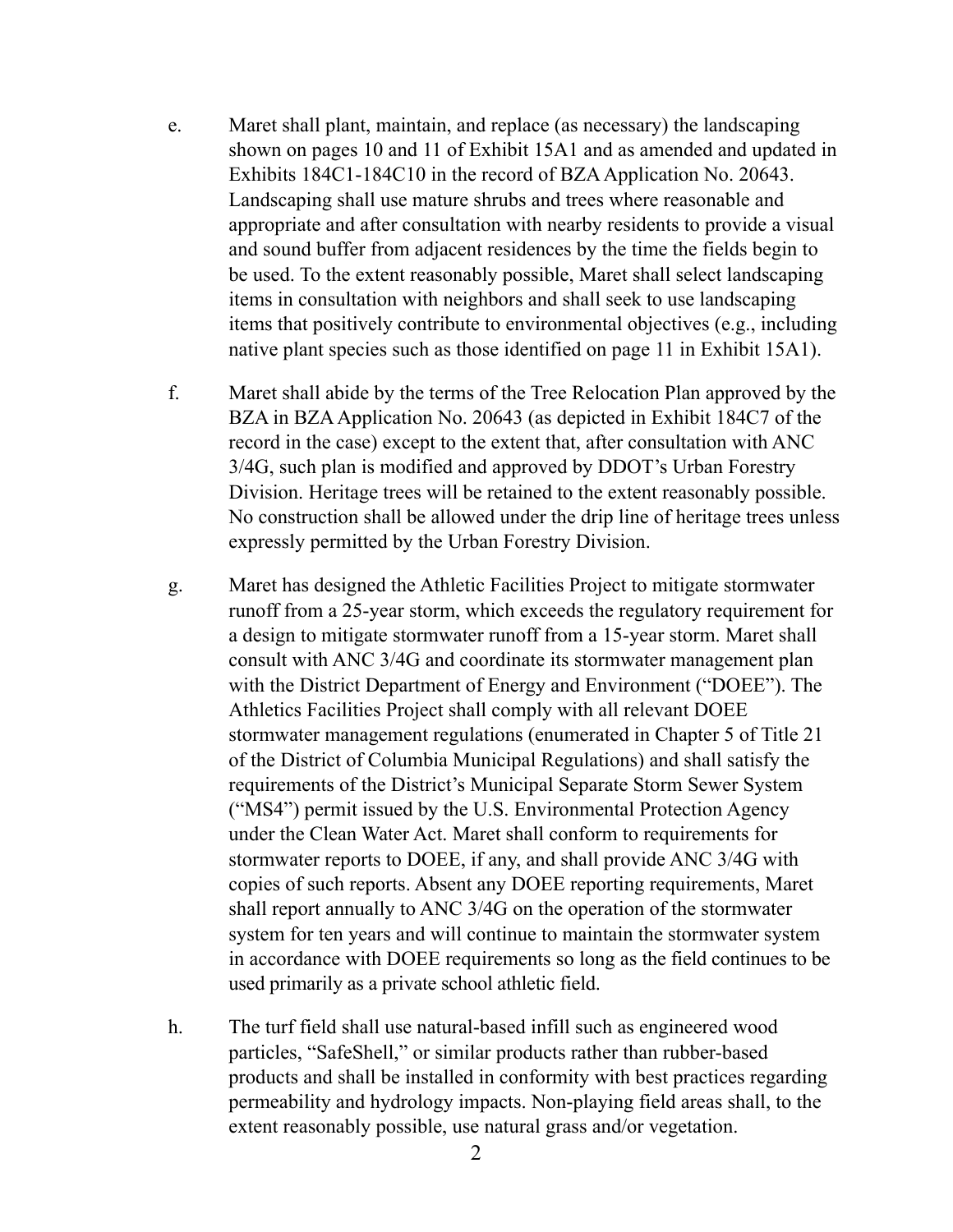e. Maret shall plant, maintain, and replace (as necessary) the landscaping shown on pages 10 and 11 of Exhibit 15A1 and as amended and updated in Exhibits 184C1-184C10 in the record of BZA Application No. 20643. Landscaping shall use mature shrubs and trees where reasonable and appropriate and after consultation with nearby residents to provide a visual and sound buffer from adjacent residences by the time the fields begin to be used. To the extent reasonably possible, Maret shall select landscaping items in consultation with neighbors and shall seek to use landscaping items that positively contribute to environmental objectives (e.g., including native plant species such as those identified on page 11 in Exhibit 15A1).

f. Maret shall abide by the terms of the Tree Relocation Plan approved by the BZA in BZA Application No. 20643 (as depicted in Exhibit 184C7 of the record in the case) except to the extent that, after consultation with ANC 3/4G, such plan is modified and approved by DDOT's Urban Forestry Division. Heritage trees will be retained to the extent reasonably possible. No construction shall be allowed under the drip line of heritage trees unless expressly permitted by the Urban Forestry Division.

g. Maret has designed the Athletic Facilities Project to mitigate stormwater runoff from a 25-year storm, which exceeds the regulatory requirement for a design to mitigate stormwater runoff from a 15-year storm. Maret shall consult with ANC 3/4G and coordinate its stormwater management plan with the District Department of Energy and Environment ("DOEE"). The Athletics Facilities Project shall comply with all relevant DOEE stormwater management regulations (enumerated in Chapter 5 of Title 21 of the District of Columbia Municipal Regulations) and shall satisfy the requirements of the District's Municipal Separate Storm Sewer System ("MS4") permit issued by the U.S. Environmental Protection Agency under the Clean Water Act. Maret shall conform to requirements for stormwater reports to DOEE, if any, and shall provide ANC 3/4G with copies of such reports. Absent any DOEE reporting requirements, Maret shall report annually to ANC 3/4G on the operation of the stormwater system for ten years and will continue to maintain the stormwater system in accordance with DOEE requirements so long as the field continues to be used primarily as a private school athletic field.

h. The turf field shall use natural-based infill such as engineered wood particles, "SafeShell," or similar products rather than rubber-based products and shall be installed in conformity with best practices regarding permeability and hydrology impacts. Non-playing field areas shall, to the extent reasonably possible, use natural grass and/or vegetation.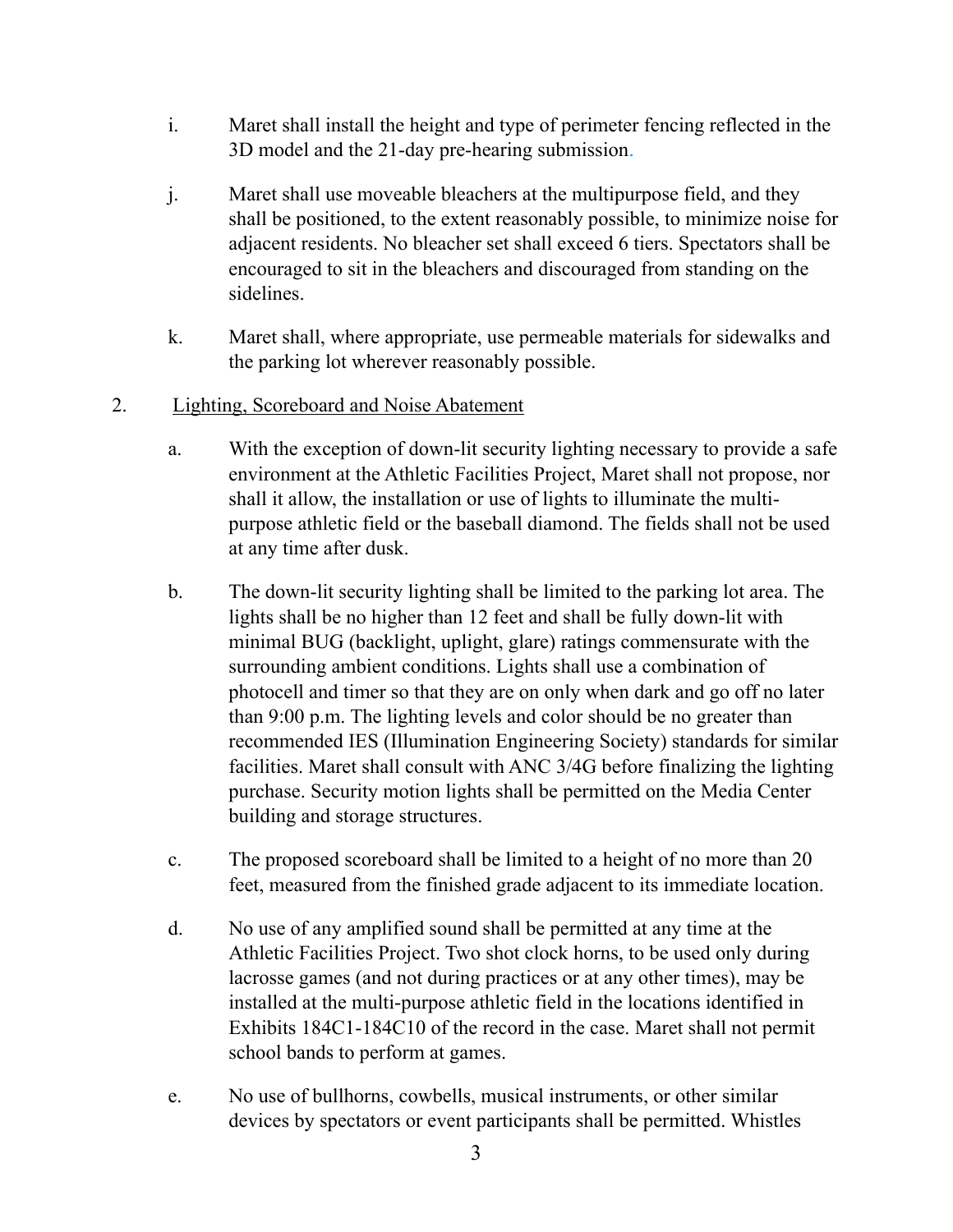i. Maret shall install the height and type of perimeter fencing reflected in the 3D model and the 21-day pre-hearing submission.

j. Maret shall use moveable bleachers at the multipurpose field, and they shall be positioned, to the extent reasonably possible, to minimize noise for adjacent residents. No bleacher set shall exceed 6 tiers. Spectators shall be encouraged to sit in the bleachers and discouraged from standing on the sidelines.

k. Maret shall, where appropriate, use permeable materials for sidewalks and the parking lot wherever reasonably possible.

2. <u>Lighting, Scoreboard and Noise Abatement</u>

a. With the exception of down-lit security lighting necessary to provide a safe environment at the Athletic Facilities Project, Maret shall not propose, nor shall it allow, the installation or use of lights to illuminate the multi-purpose athletic field or the baseball diamond. The fields shall not be used at any time after dusk.

b. The down-lit security lighting shall be limited to the parking lot area. The lights shall be no higher than 12 feet and shall be fully down-lit with minimal BUG (backlight, uplight, glare) ratings commensurate with the surrounding ambient conditions. Lights shall use a combination of photocell and timer so that they are on only when dark and go off no later than 9:00 p.m. The lighting levels and color should be no greater than recommended IES (Illumination Engineering Society) standards for similar facilities. Maret shall consult with ANC 3/4G before finalizing the lighting purchase. Security motion lights shall be permitted on the Media Center building and storage structures.

c. The proposed scoreboard shall be limited to a height of no more than 20 feet, measured from the finished grade adjacent to its immediate location.

d. No use of any amplified sound shall be permitted at any time at the Athletic Facilities Project. Two shot clock horns, to be used only during lacrosse games (and not during practices or at any other times), may be installed at the multi-purpose athletic field in the locations identified in Exhibits 184C1-184C10 of the record in the case. Maret shall not permit school bands to perform at games.

e. No use of bullhorns, cowbells, musical instruments, or other similar devices by spectators or event participants shall be permitted. Whistles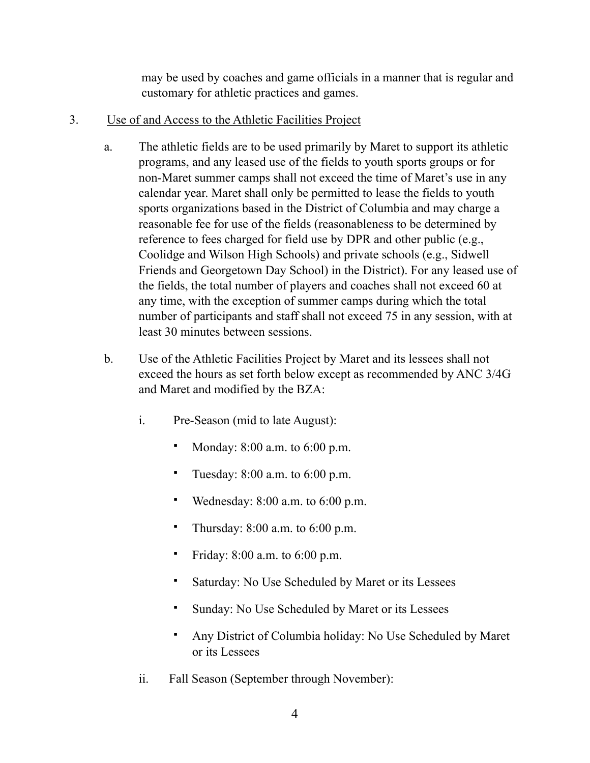may be used by coaches and game officials in a manner that is regular and customary for athletic practices and games.

3. <u>Use of and Access to the Athletic Facilities Project</u>

   a. The athletic fields are to be used primarily by Maret to support its athletic programs, and any leased use of the fields to youth sports groups or for non-Maret summer camps shall not exceed the time of Maret's use in any calendar year. Maret shall only be permitted to lease the fields to youth sports organizations based in the District of Columbia and may charge a reasonable fee for use of the fields (reasonableness to be determined by reference to fees charged for field use by DPR and other public (e.g., Coolidge and Wilson High Schools) and private schools (e.g., Sidwell Friends and Georgetown Day School) in the District). For any leased use of the fields, the total number of players and coaches shall not exceed 60 at any time, with the exception of summer camps during which the total number of participants and staff shall not exceed 75 in any session, with at least 30 minutes between sessions.

   b. Use of the Athletic Facilities Project by Maret and its lessees shall not exceed the hours as set forth below except as recommended by ANC 3/4G and Maret and modified by the BZA:

      i. Pre-Season (mid to late August):

         - Monday: 8:00 a.m. to 6:00 p.m.
         - Tuesday: 8:00 a.m. to 6:00 p.m.
         - Wednesday: 8:00 a.m. to 6:00 p.m.
         - Thursday: 8:00 a.m. to 6:00 p.m.
         - Friday: 8:00 a.m. to 6:00 p.m.
         - Saturday: No Use Scheduled by Maret or its Lessees
         - Sunday: No Use Scheduled by Maret or its Lessees
         - Any District of Columbia holiday: No Use Scheduled by Maret or its Lessees

      ii. Fall Season (September through November):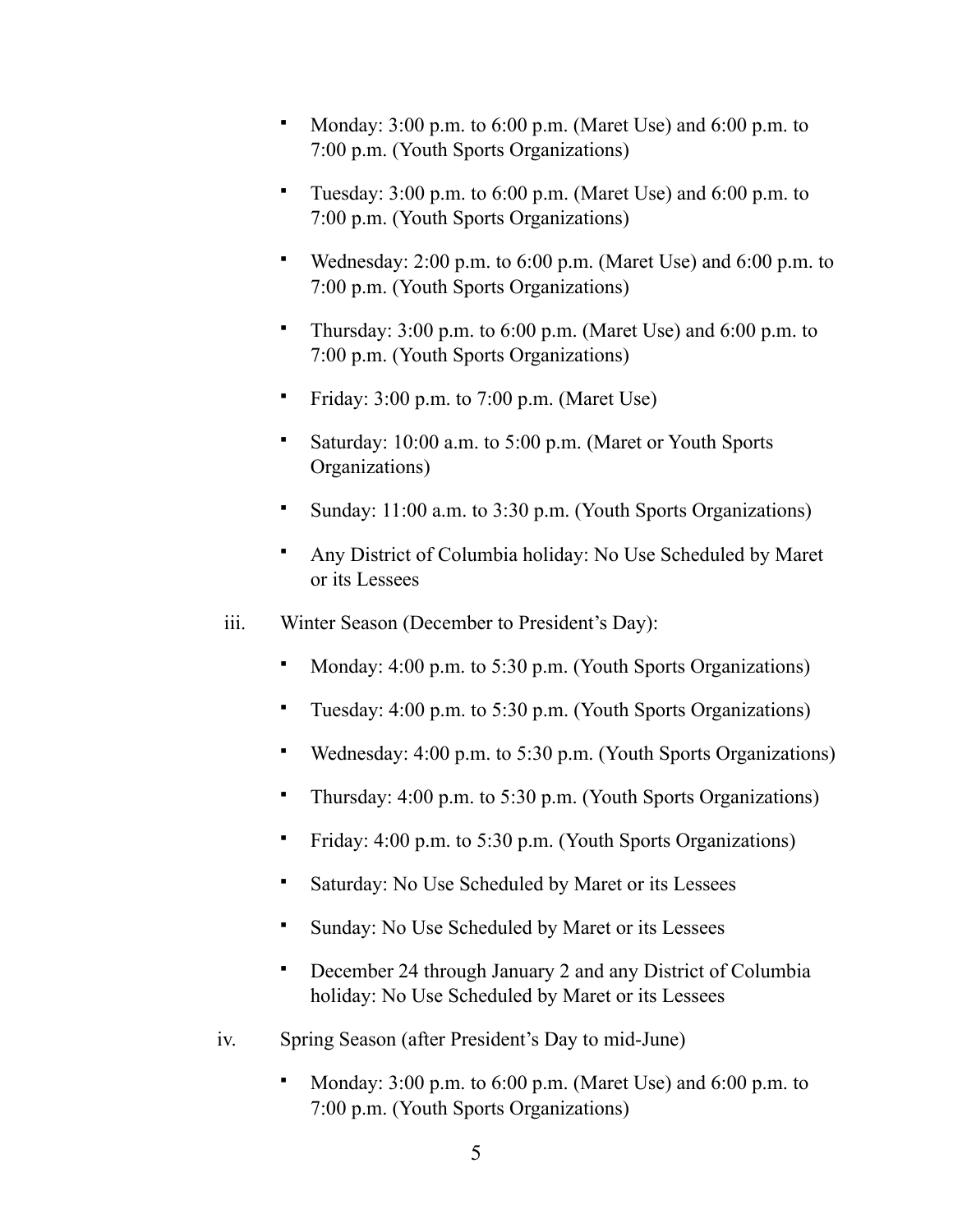- Monday: 3:00 p.m. to 6:00 p.m. (Maret Use) and 6:00 p.m. to 7:00 p.m. (Youth Sports Organizations)
- Tuesday: 3:00 p.m. to 6:00 p.m. (Maret Use) and 6:00 p.m. to 7:00 p.m. (Youth Sports Organizations)
- Wednesday: 2:00 p.m. to 6:00 p.m. (Maret Use) and 6:00 p.m. to 7:00 p.m. (Youth Sports Organizations)
- Thursday: 3:00 p.m. to 6:00 p.m. (Maret Use) and 6:00 p.m. to 7:00 p.m. (Youth Sports Organizations)
- Friday: 3:00 p.m. to 7:00 p.m. (Maret Use)
- Saturday: 10:00 a.m. to 5:00 p.m. (Maret or Youth Sports Organizations)
- Sunday: 11:00 a.m. to 3:30 p.m. (Youth Sports Organizations)
- Any District of Columbia holiday: No Use Scheduled by Maret or its Lessees

iii. Winter Season (December to President's Day):

- Monday: 4:00 p.m. to 5:30 p.m. (Youth Sports Organizations)
- Tuesday: 4:00 p.m. to 5:30 p.m. (Youth Sports Organizations)
- Wednesday: 4:00 p.m. to 5:30 p.m. (Youth Sports Organizations)
- Thursday: 4:00 p.m. to 5:30 p.m. (Youth Sports Organizations)
- Friday: 4:00 p.m. to 5:30 p.m. (Youth Sports Organizations)
- Saturday: No Use Scheduled by Maret or its Lessees
- Sunday: No Use Scheduled by Maret or its Lessees
- December 24 through January 2 and any District of Columbia holiday: No Use Scheduled by Maret or its Lessees

iv. Spring Season (after President's Day to mid-June)

- Monday: 3:00 p.m. to 6:00 p.m. (Maret Use) and 6:00 p.m. to 7:00 p.m. (Youth Sports Organizations)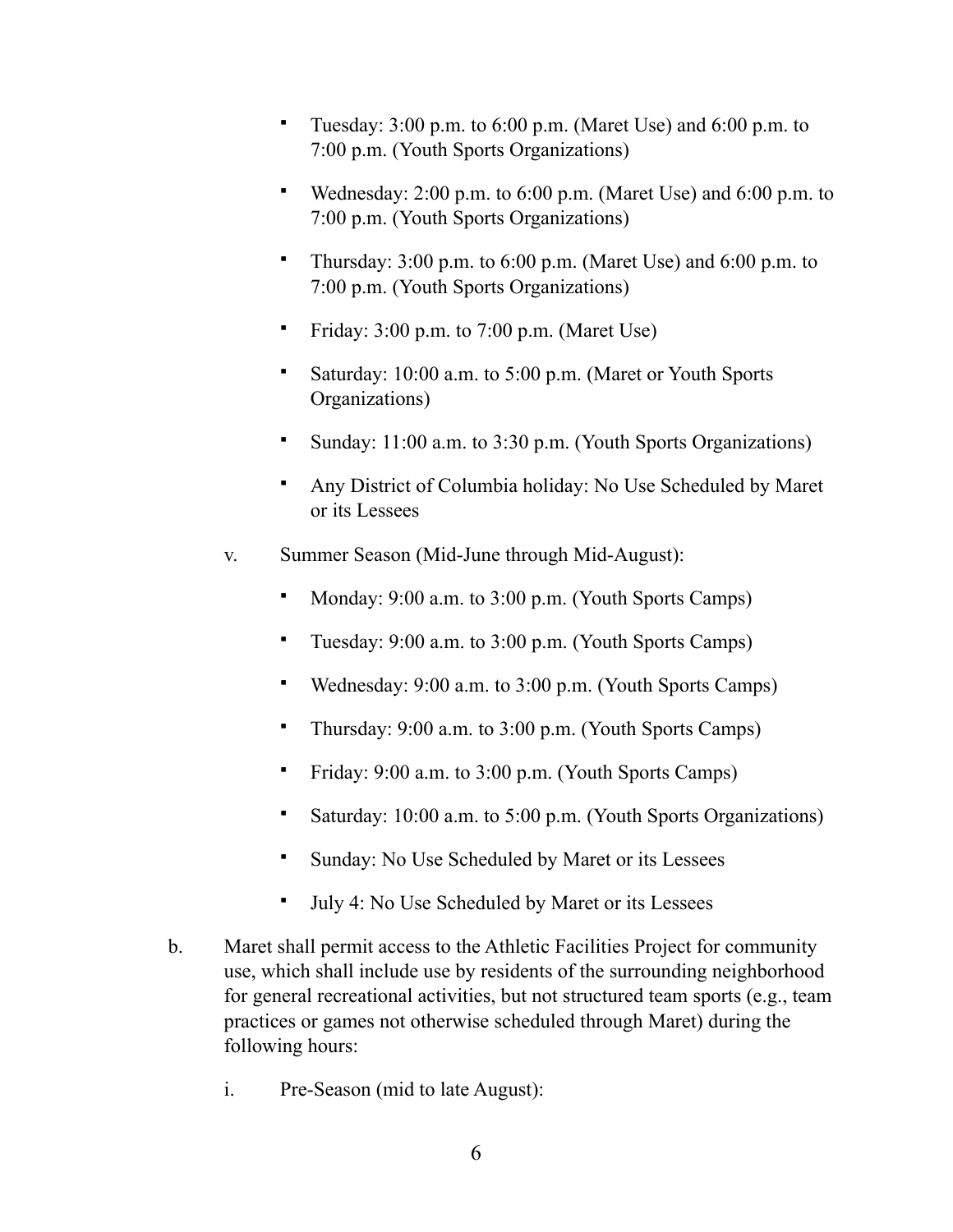- Tuesday: 3:00 p.m. to 6:00 p.m. (Maret Use) and 6:00 p.m. to 7:00 p.m. (Youth Sports Organizations)
- Wednesday: 2:00 p.m. to 6:00 p.m. (Maret Use) and 6:00 p.m. to 7:00 p.m. (Youth Sports Organizations)
- Thursday: 3:00 p.m. to 6:00 p.m. (Maret Use) and 6:00 p.m. to 7:00 p.m. (Youth Sports Organizations)
- Friday: 3:00 p.m. to 7:00 p.m. (Maret Use)
- Saturday: 10:00 a.m. to 5:00 p.m. (Maret or Youth Sports Organizations)
- Sunday: 11:00 a.m. to 3:30 p.m. (Youth Sports Organizations)
- Any District of Columbia holiday: No Use Scheduled by Maret or its Lessees

v. Summer Season (Mid-June through Mid-August):

- Monday: 9:00 a.m. to 3:00 p.m. (Youth Sports Camps)
- Tuesday: 9:00 a.m. to 3:00 p.m. (Youth Sports Camps)
- Wednesday: 9:00 a.m. to 3:00 p.m. (Youth Sports Camps)
- Thursday: 9:00 a.m. to 3:00 p.m. (Youth Sports Camps)
- Friday: 9:00 a.m. to 3:00 p.m. (Youth Sports Camps)
- Saturday: 10:00 a.m. to 5:00 p.m. (Youth Sports Organizations)
- Sunday: No Use Scheduled by Maret or its Lessees
- July 4: No Use Scheduled by Maret or its Lessees

b. Maret shall permit access to the Athletic Facilities Project for community use, which shall include use by residents of the surrounding neighborhood for general recreational activities, but not structured team sports (e.g., team practices or games not otherwise scheduled through Maret) during the following hours:

i. Pre-Season (mid to late August):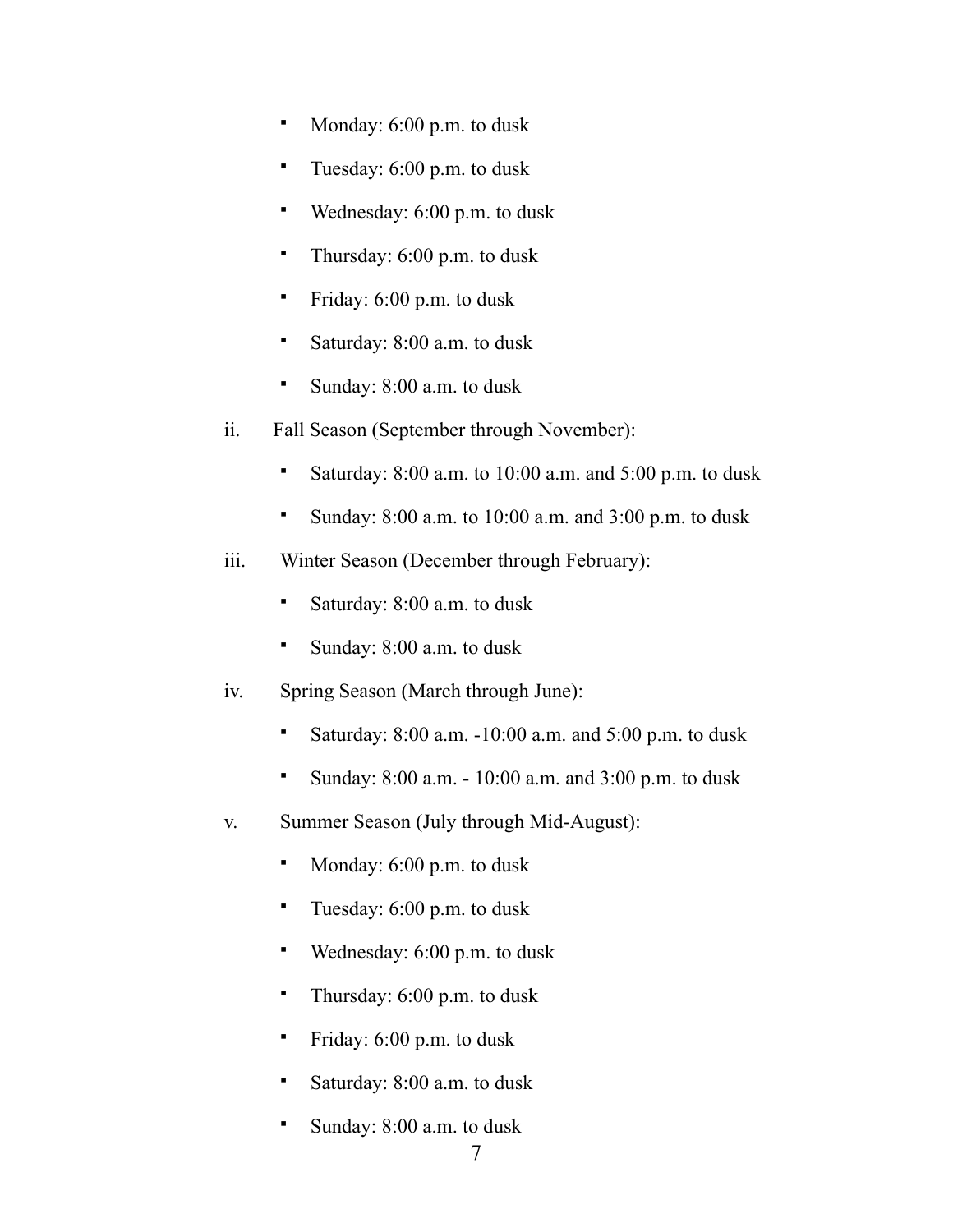- Monday: 6:00 p.m. to dusk
- Tuesday: 6:00 p.m. to dusk
- Wednesday: 6:00 p.m. to dusk
- Thursday: 6:00 p.m. to dusk
- Friday: 6:00 p.m. to dusk
- Saturday: 8:00 a.m. to dusk
- Sunday: 8:00 a.m. to dusk

ii. Fall Season (September through November):

- Saturday: 8:00 a.m. to 10:00 a.m. and 5:00 p.m. to dusk
- Sunday: 8:00 a.m. to 10:00 a.m. and 3:00 p.m. to dusk

iii. Winter Season (December through February):

- Saturday: 8:00 a.m. to dusk
- Sunday: 8:00 a.m. to dusk

iv. Spring Season (March through June):

- Saturday: 8:00 a.m. -10:00 a.m. and 5:00 p.m. to dusk
- Sunday: 8:00 a.m. - 10:00 a.m. and 3:00 p.m. to dusk

v. Summer Season (July through Mid-August):

- Monday: 6:00 p.m. to dusk
- Tuesday: 6:00 p.m. to dusk
- Wednesday: 6:00 p.m. to dusk
- Thursday: 6:00 p.m. to dusk
- Friday: 6:00 p.m. to dusk
- Saturday: 8:00 a.m. to dusk
- Sunday: 8:00 a.m. to dusk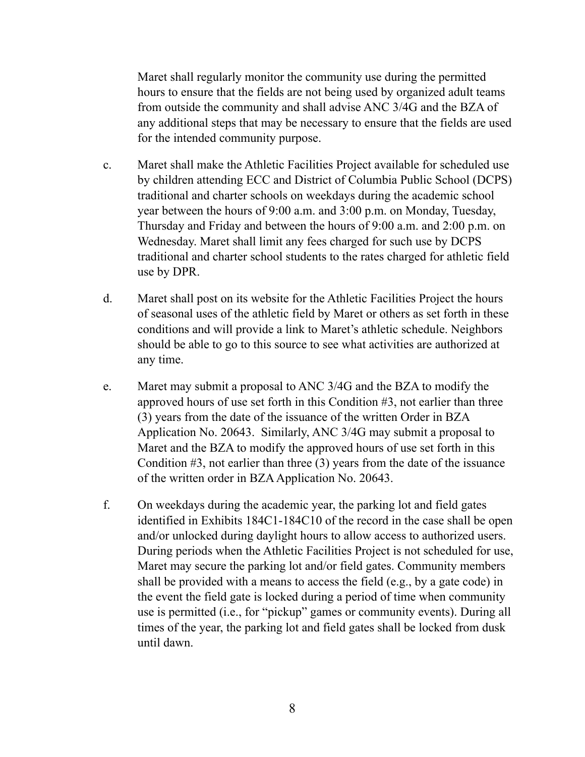Maret shall regularly monitor the community use during the permitted hours to ensure that the fields are not being used by organized adult teams from outside the community and shall advise ANC 3/4G and the BZA of any additional steps that may be necessary to ensure that the fields are used for the intended community purpose.

c. Maret shall make the Athletic Facilities Project available for scheduled use by children attending ECC and District of Columbia Public School (DCPS) traditional and charter schools on weekdays during the academic school year between the hours of 9:00 a.m. and 3:00 p.m. on Monday, Tuesday, Thursday and Friday and between the hours of 9:00 a.m. and 2:00 p.m. on Wednesday. Maret shall limit any fees charged for such use by DCPS traditional and charter school students to the rates charged for athletic field use by DPR.

d. Maret shall post on its website for the Athletic Facilities Project the hours of seasonal uses of the athletic field by Maret or others as set forth in these conditions and will provide a link to Maret's athletic schedule. Neighbors should be able to go to this source to see what activities are authorized at any time.

e. Maret may submit a proposal to ANC 3/4G and the BZA to modify the approved hours of use set forth in this Condition #3, not earlier than three (3) years from the date of the issuance of the written Order in BZA Application No. 20643. Similarly, ANC 3/4G may submit a proposal to Maret and the BZA to modify the approved hours of use set forth in this Condition #3, not earlier than three (3) years from the date of the issuance of the written order in BZA Application No. 20643.

f. On weekdays during the academic year, the parking lot and field gates identified in Exhibits 184C1-184C10 of the record in the case shall be open and/or unlocked during daylight hours to allow access to authorized users. During periods when the Athletic Facilities Project is not scheduled for use, Maret may secure the parking lot and/or field gates. Community members shall be provided with a means to access the field (e.g., by a gate code) in the event the field gate is locked during a period of time when community use is permitted (i.e., for "pickup" games or community events). During all times of the year, the parking lot and field gates shall be locked from dusk until dawn.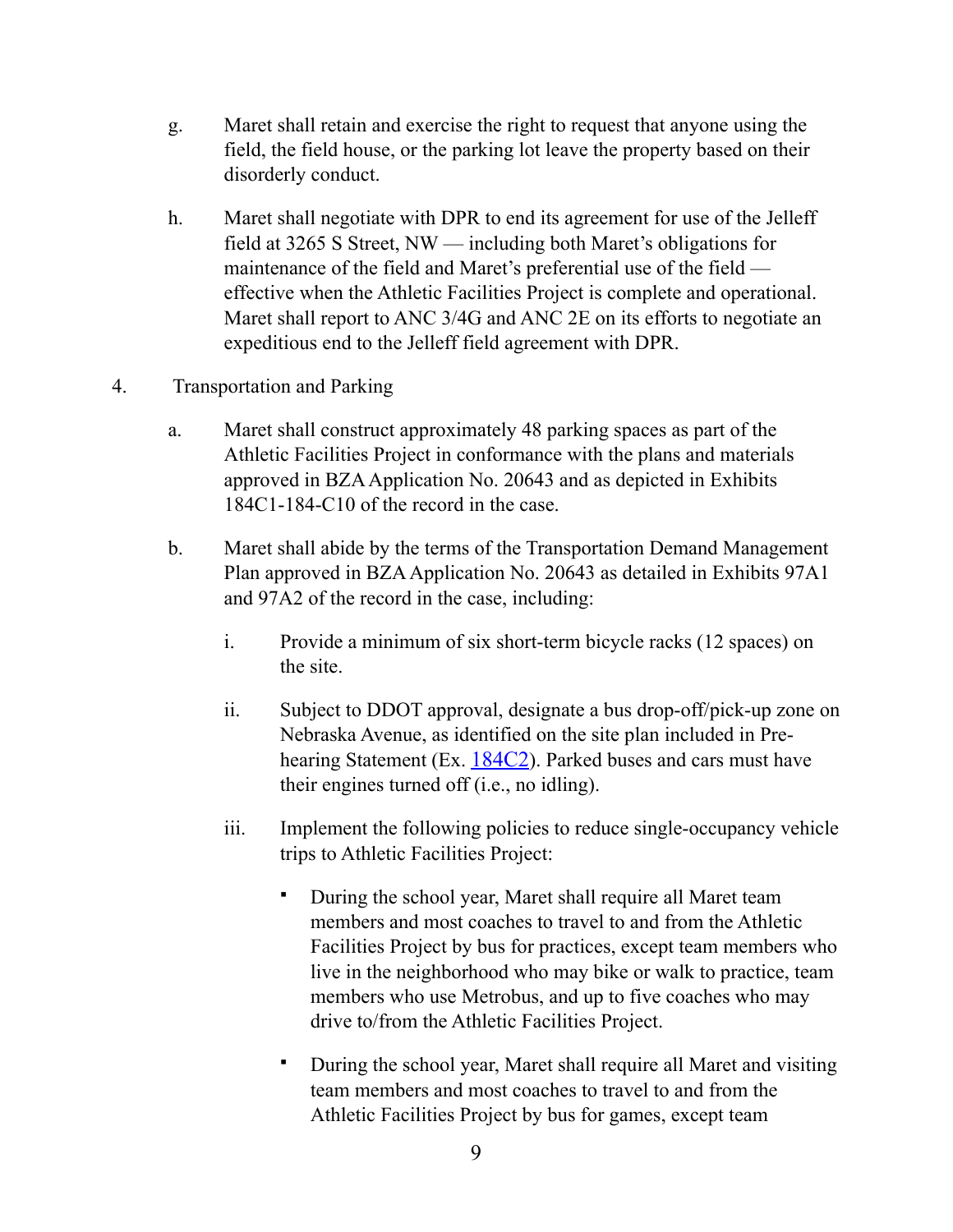g. Maret shall retain and exercise the right to request that anyone using the field, the field house, or the parking lot leave the property based on their disorderly conduct.

h. Maret shall negotiate with DPR to end its agreement for use of the Jelleff field at 3265 S Street, NW — including both Maret's obligations for maintenance of the field and Maret's preferential use of the field — effective when the Athletic Facilities Project is complete and operational. Maret shall report to ANC 3/4G and ANC 2E on its efforts to negotiate an expeditious end to the Jelleff field agreement with DPR.

4. Transportation and Parking

   a. Maret shall construct approximately 48 parking spaces as part of the Athletic Facilities Project in conformance with the plans and materials approved in BZA Application No. 20643 and as depicted in Exhibits 184C1-184-C10 of the record in the case.

   b. Maret shall abide by the terms of the Transportation Demand Management Plan approved in BZA Application No. 20643 as detailed in Exhibits 97A1 and 97A2 of the record in the case, including:

      i. Provide a minimum of six short-term bicycle racks (12 spaces) on the site.

      ii. Subject to DDOT approval, designate a bus drop-off/pick-up zone on Nebraska Avenue, as identified on the site plan included in Pre-hearing Statement (Ex. [184C2](184C2)). Parked buses and cars must have their engines turned off (i.e., no idling).

      iii. Implement the following policies to reduce single-occupancy vehicle trips to Athletic Facilities Project:

         - During the school year, Maret shall require all Maret team members and most coaches to travel to and from the Athletic Facilities Project by bus for practices, except team members who live in the neighborhood who may bike or walk to practice, team members who use Metrobus, and up to five coaches who may drive to/from the Athletic Facilities Project.

         - During the school year, Maret shall require all Maret and visiting team members and most coaches to travel to and from the Athletic Facilities Project by bus for games, except team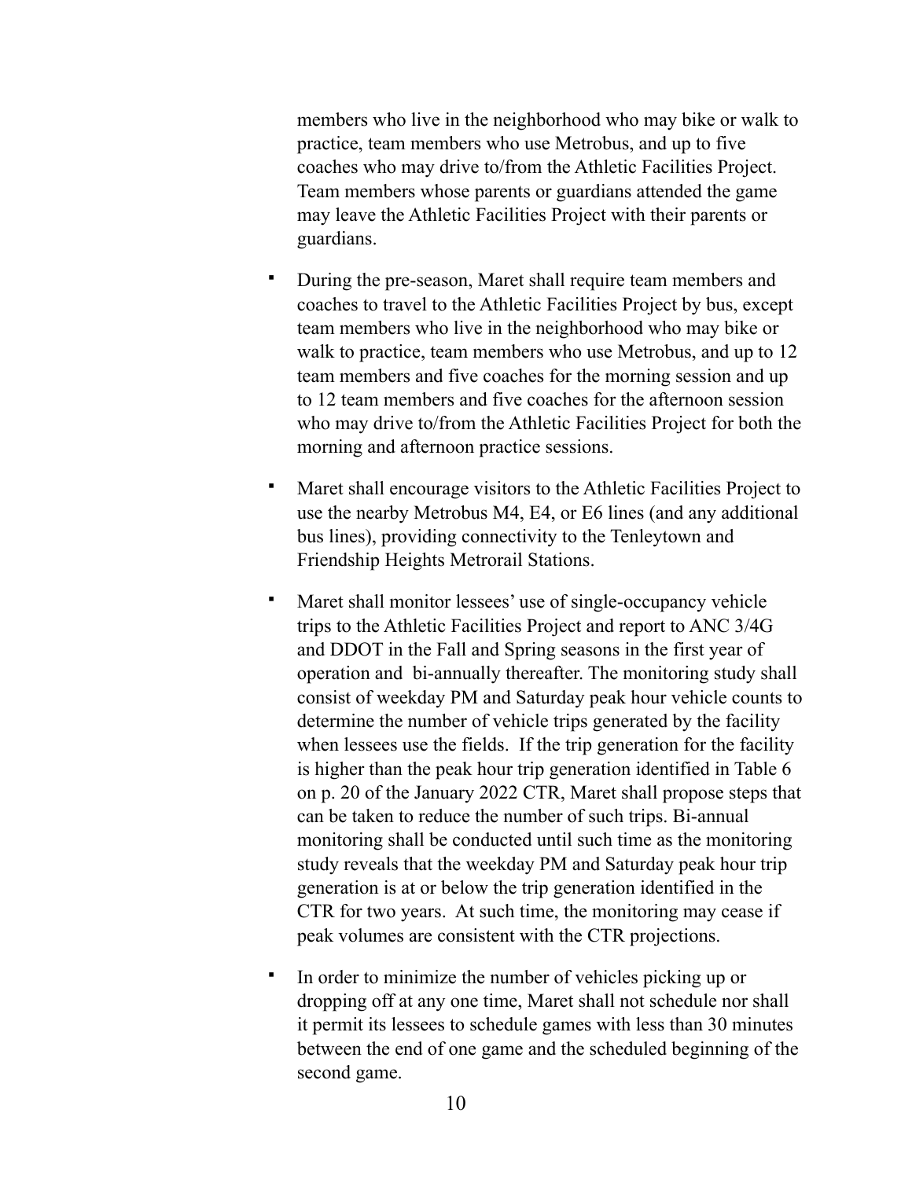members who live in the neighborhood who may bike or walk to practice, team members who use Metrobus, and up to five coaches who may drive to/from the Athletic Facilities Project. Team members whose parents or guardians attended the game may leave the Athletic Facilities Project with their parents or guardians.

- During the pre-season, Maret shall require team members and coaches to travel to the Athletic Facilities Project by bus, except team members who live in the neighborhood who may bike or walk to practice, team members who use Metrobus, and up to 12 team members and five coaches for the morning session and up to 12 team members and five coaches for the afternoon session who may drive to/from the Athletic Facilities Project for both the morning and afternoon practice sessions.

- Maret shall encourage visitors to the Athletic Facilities Project to use the nearby Metrobus M4, E4, or E6 lines (and any additional bus lines), providing connectivity to the Tenleytown and Friendship Heights Metrorail Stations.

- Maret shall monitor lessees' use of single-occupancy vehicle trips to the Athletic Facilities Project and report to ANC 3/4G and DDOT in the Fall and Spring seasons in the first year of operation and bi-annually thereafter. The monitoring study shall consist of weekday PM and Saturday peak hour vehicle counts to determine the number of vehicle trips generated by the facility when lessees use the fields. If the trip generation for the facility is higher than the peak hour trip generation identified in Table 6 on p. 20 of the January 2022 CTR, Maret shall propose steps that can be taken to reduce the number of such trips. Bi-annual monitoring shall be conducted until such time as the monitoring study reveals that the weekday PM and Saturday peak hour trip generation is at or below the trip generation identified in the CTR for two years. At such time, the monitoring may cease if peak volumes are consistent with the CTR projections.

- In order to minimize the number of vehicles picking up or dropping off at any one time, Maret shall not schedule nor shall it permit its lessees to schedule games with less than 30 minutes between the end of one game and the scheduled beginning of the second game.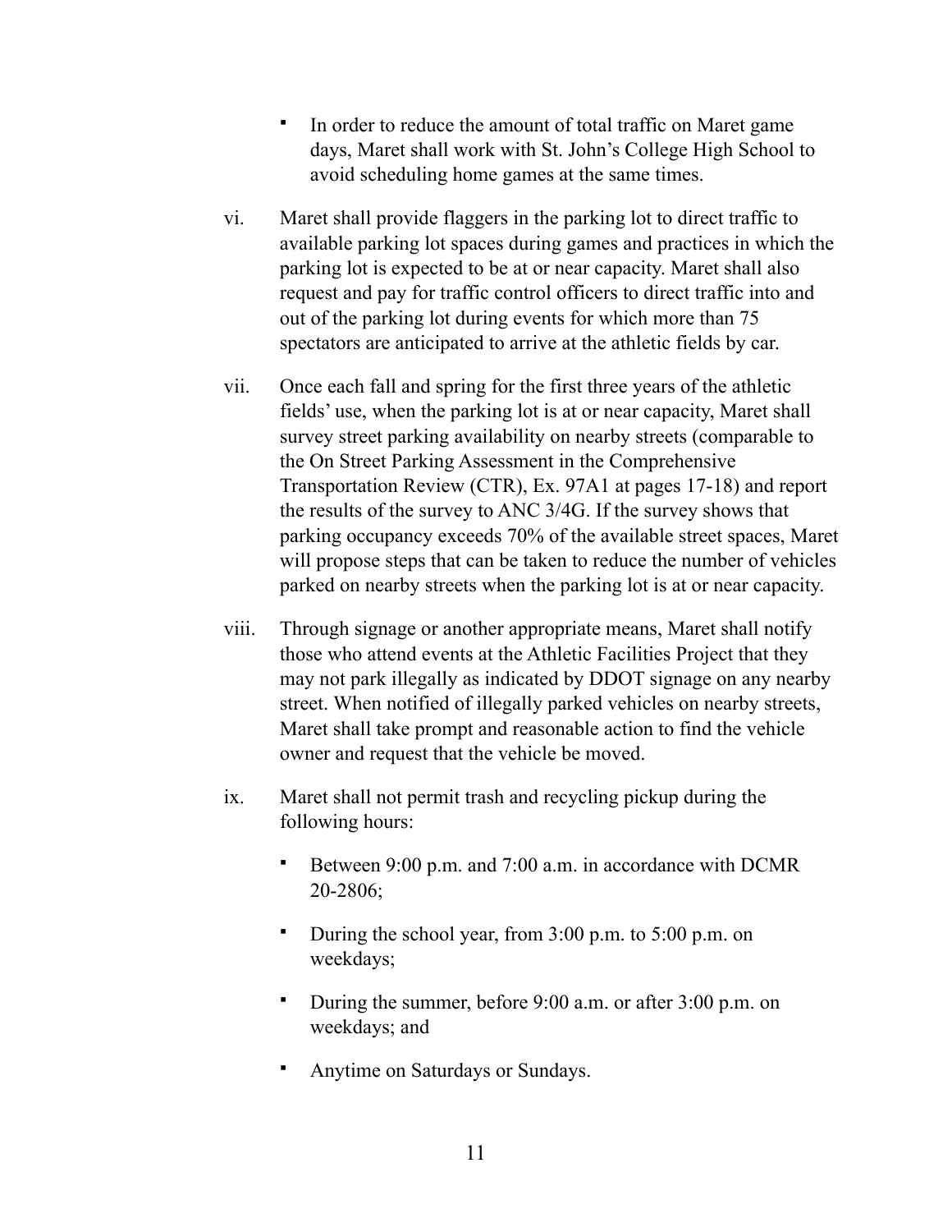- In order to reduce the amount of total traffic on Maret game days, Maret shall work with St. John's College High School to avoid scheduling home games at the same times.

vi. Maret shall provide flaggers in the parking lot to direct traffic to available parking lot spaces during games and practices in which the parking lot is expected to be at or near capacity. Maret shall also request and pay for traffic control officers to direct traffic into and out of the parking lot during events for which more than 75 spectators are anticipated to arrive at the athletic fields by car.

vii. Once each fall and spring for the first three years of the athletic fields' use, when the parking lot is at or near capacity, Maret shall survey street parking availability on nearby streets (comparable to the On Street Parking Assessment in the Comprehensive Transportation Review (CTR), Ex. 97A1 at pages 17-18) and report the results of the survey to ANC 3/4G. If the survey shows that parking occupancy exceeds 70% of the available street spaces, Maret will propose steps that can be taken to reduce the number of vehicles parked on nearby streets when the parking lot is at or near capacity.

viii. Through signage or another appropriate means, Maret shall notify those who attend events at the Athletic Facilities Project that they may not park illegally as indicated by DDOT signage on any nearby street. When notified of illegally parked vehicles on nearby streets, Maret shall take prompt and reasonable action to find the vehicle owner and request that the vehicle be moved.

ix. Maret shall not permit trash and recycling pickup during the following hours:

- Between 9:00 p.m. and 7:00 a.m. in accordance with DCMR 20-2806;
- During the school year, from 3:00 p.m. to 5:00 p.m. on weekdays;
- During the summer, before 9:00 a.m. or after 3:00 p.m. on weekdays; and
- Anytime on Saturdays or Sundays.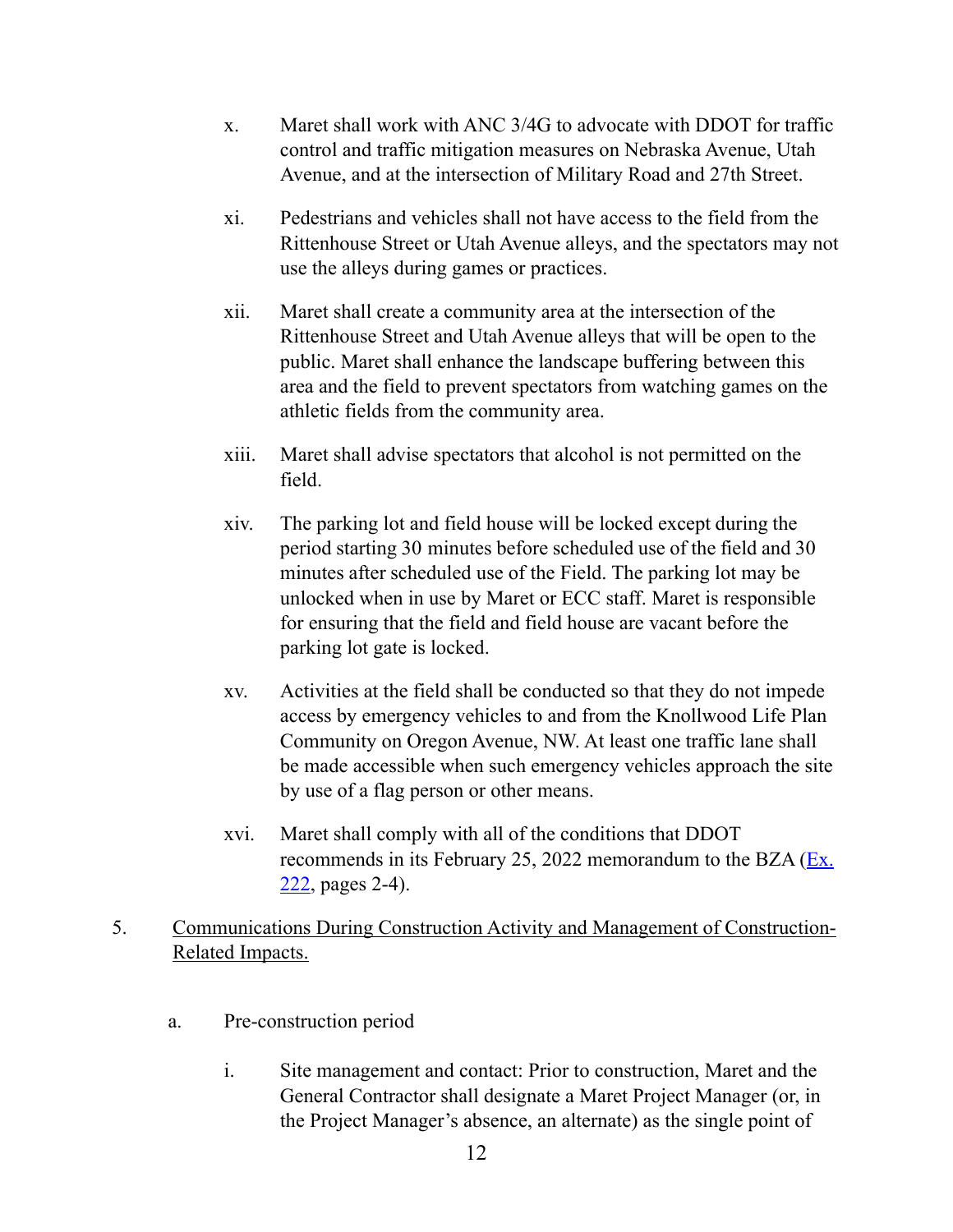x. Maret shall work with ANC 3/4G to advocate with DDOT for traffic control and traffic mitigation measures on Nebraska Avenue, Utah Avenue, and at the intersection of Military Road and 27th Street.

xi. Pedestrians and vehicles shall not have access to the field from the Rittenhouse Street or Utah Avenue alleys, and the spectators may not use the alleys during games or practices.

xii. Maret shall create a community area at the intersection of the Rittenhouse Street and Utah Avenue alleys that will be open to the public. Maret shall enhance the landscape buffering between this area and the field to prevent spectators from watching games on the athletic fields from the community area.

xiii. Maret shall advise spectators that alcohol is not permitted on the field.

xiv. The parking lot and field house will be locked except during the period starting 30 minutes before scheduled use of the field and 30 minutes after scheduled use of the Field. The parking lot may be unlocked when in use by Maret or ECC staff. Maret is responsible for ensuring that the field and field house are vacant before the parking lot gate is locked.

xv. Activities at the field shall be conducted so that they do not impede access by emergency vehicles to and from the Knollwood Life Plan Community on Oregon Avenue, NW. At least one traffic lane shall be made accessible when such emergency vehicles approach the site by use of a flag person or other means.

xvi. Maret shall comply with all of the conditions that DDOT recommends in its February 25, 2022 memorandum to the BZA (Ex. 222, pages 2-4).

5. Communications During Construction Activity and Management of Construction-Related Impacts.

a. Pre-construction period

i. Site management and contact: Prior to construction, Maret and the General Contractor shall designate a Maret Project Manager (or, in the Project Manager's absence, an alternate) as the single point of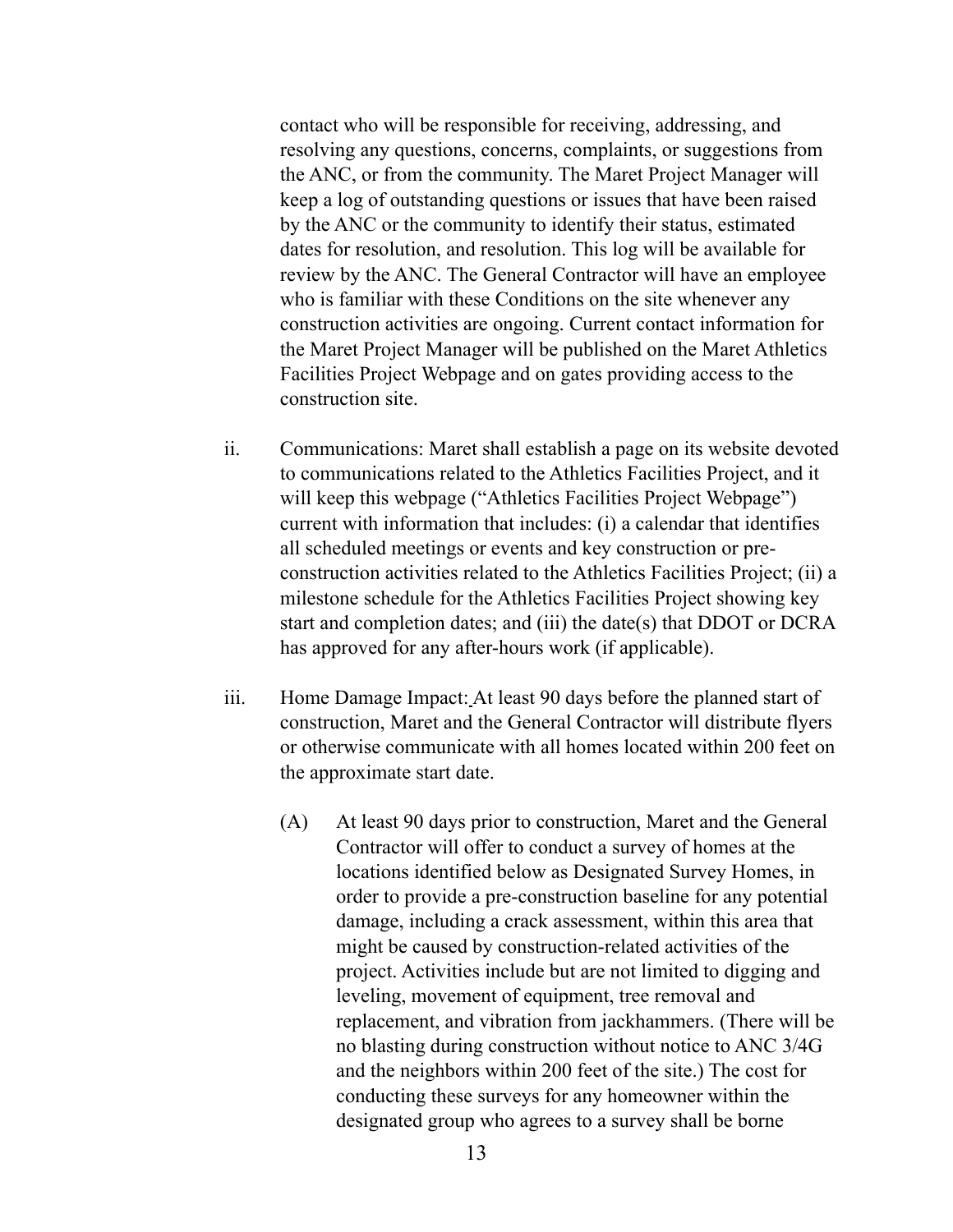contact who will be responsible for receiving, addressing, and resolving any questions, concerns, complaints, or suggestions from the ANC, or from the community. The Maret Project Manager will keep a log of outstanding questions or issues that have been raised by the ANC or the community to identify their status, estimated dates for resolution, and resolution. This log will be available for review by the ANC. The General Contractor will have an employee who is familiar with these Conditions on the site whenever any construction activities are ongoing. Current contact information for the Maret Project Manager will be published on the Maret Athletics Facilities Project Webpage and on gates providing access to the construction site.

ii. Communications: Maret shall establish a page on its website devoted to communications related to the Athletics Facilities Project, and it will keep this webpage ("Athletics Facilities Project Webpage") current with information that includes: (i) a calendar that identifies all scheduled meetings or events and key construction or pre-construction activities related to the Athletics Facilities Project; (ii) a milestone schedule for the Athletics Facilities Project showing key start and completion dates; and (iii) the date(s) that DDOT or DCRA has approved for any after-hours work (if applicable).

iii. Home Damage Impact: At least 90 days before the planned start of construction, Maret and the General Contractor will distribute flyers or otherwise communicate with all homes located within 200 feet on the approximate start date.

   (A) At least 90 days prior to construction, Maret and the General Contractor will offer to conduct a survey of homes at the locations identified below as Designated Survey Homes, in order to provide a pre-construction baseline for any potential damage, including a crack assessment, within this area that might be caused by construction-related activities of the project. Activities include but are not limited to digging and leveling, movement of equipment, tree removal and replacement, and vibration from jackhammers. (There will be no blasting during construction without notice to ANC 3/4G and the neighbors within 200 feet of the site.) The cost for conducting these surveys for any homeowner within the designated group who agrees to a survey shall be borne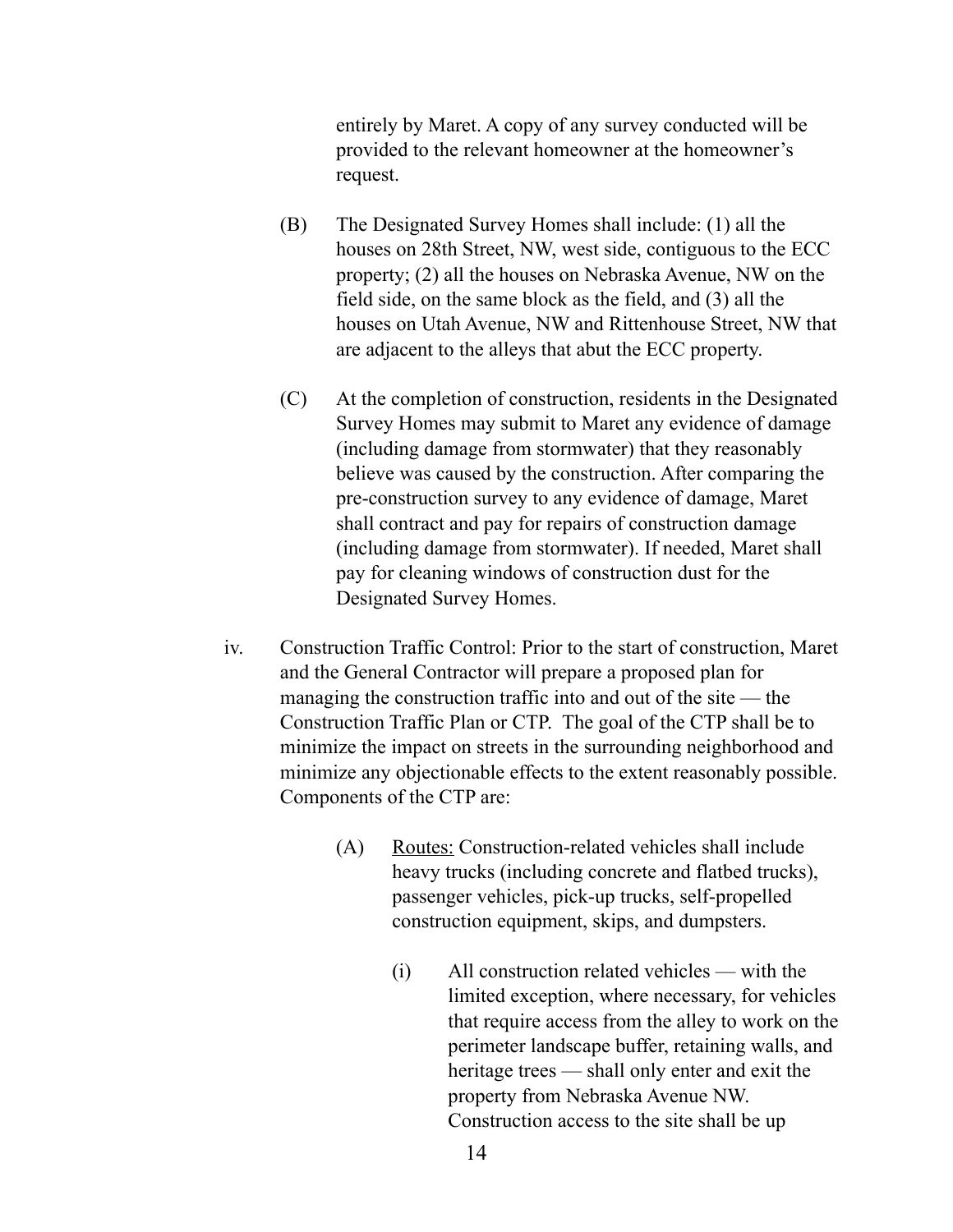entirely by Maret. A copy of any survey conducted will be provided to the relevant homeowner at the homeowner's request.

(B) The Designated Survey Homes shall include: (1) all the houses on 28th Street, NW, west side, contiguous to the ECC property; (2) all the houses on Nebraska Avenue, NW on the field side, on the same block as the field, and (3) all the houses on Utah Avenue, NW and Rittenhouse Street, NW that are adjacent to the alleys that abut the ECC property.

(C) At the completion of construction, residents in the Designated Survey Homes may submit to Maret any evidence of damage (including damage from stormwater) that they reasonably believe was caused by the construction. After comparing the pre-construction survey to any evidence of damage, Maret shall contract and pay for repairs of construction damage (including damage from stormwater). If needed, Maret shall pay for cleaning windows of construction dust for the Designated Survey Homes.

iv. Construction Traffic Control: Prior to the start of construction, Maret and the General Contractor will prepare a proposed plan for managing the construction traffic into and out of the site — the Construction Traffic Plan or CTP. The goal of the CTP shall be to minimize the impact on streets in the surrounding neighborhood and minimize any objectionable effects to the extent reasonably possible. Components of the CTP are:

(A) Routes: Construction-related vehicles shall include heavy trucks (including concrete and flatbed trucks), passenger vehicles, pick-up trucks, self-propelled construction equipment, skips, and dumpsters.

(i) All construction related vehicles — with the limited exception, where necessary, for vehicles that require access from the alley to work on the perimeter landscape buffer, retaining walls, and heritage trees — shall only enter and exit the property from Nebraska Avenue NW. Construction access to the site shall be up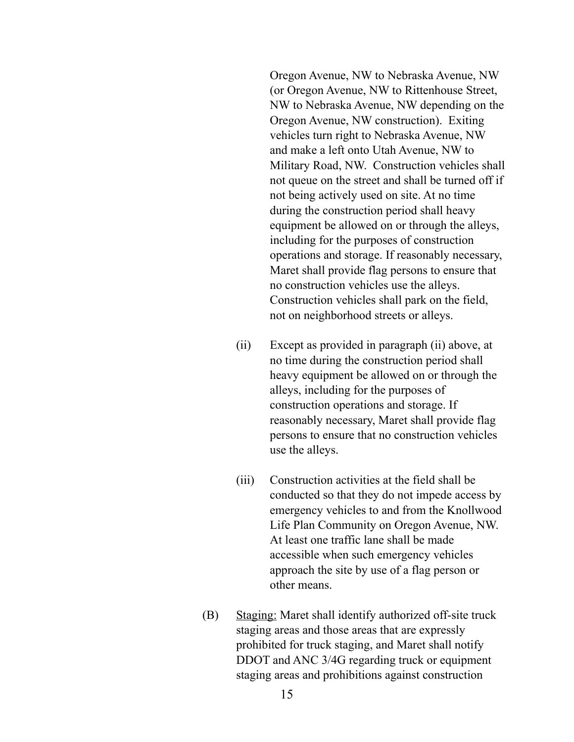Oregon Avenue, NW to Nebraska Avenue, NW (or Oregon Avenue, NW to Rittenhouse Street, NW to Nebraska Avenue, NW depending on the Oregon Avenue, NW construction). Exiting vehicles turn right to Nebraska Avenue, NW and make a left onto Utah Avenue, NW to Military Road, NW. Construction vehicles shall not queue on the street and shall be turned off if not being actively used on site. At no time during the construction period shall heavy equipment be allowed on or through the alleys, including for the purposes of construction operations and storage. If reasonably necessary, Maret shall provide flag persons to ensure that no construction vehicles use the alleys. Construction vehicles shall park on the field, not on neighborhood streets or alleys.

(ii) Except as provided in paragraph (ii) above, at no time during the construction period shall heavy equipment be allowed on or through the alleys, including for the purposes of construction operations and storage. If reasonably necessary, Maret shall provide flag persons to ensure that no construction vehicles use the alleys.

(iii) Construction activities at the field shall be conducted so that they do not impede access by emergency vehicles to and from the Knollwood Life Plan Community on Oregon Avenue, NW. At least one traffic lane shall be made accessible when such emergency vehicles approach the site by use of a flag person or other means.

(B) Staging: Maret shall identify authorized off-site truck staging areas and those areas that are expressly prohibited for truck staging, and Maret shall notify DDOT and ANC 3/4G regarding truck or equipment staging areas and prohibitions against construction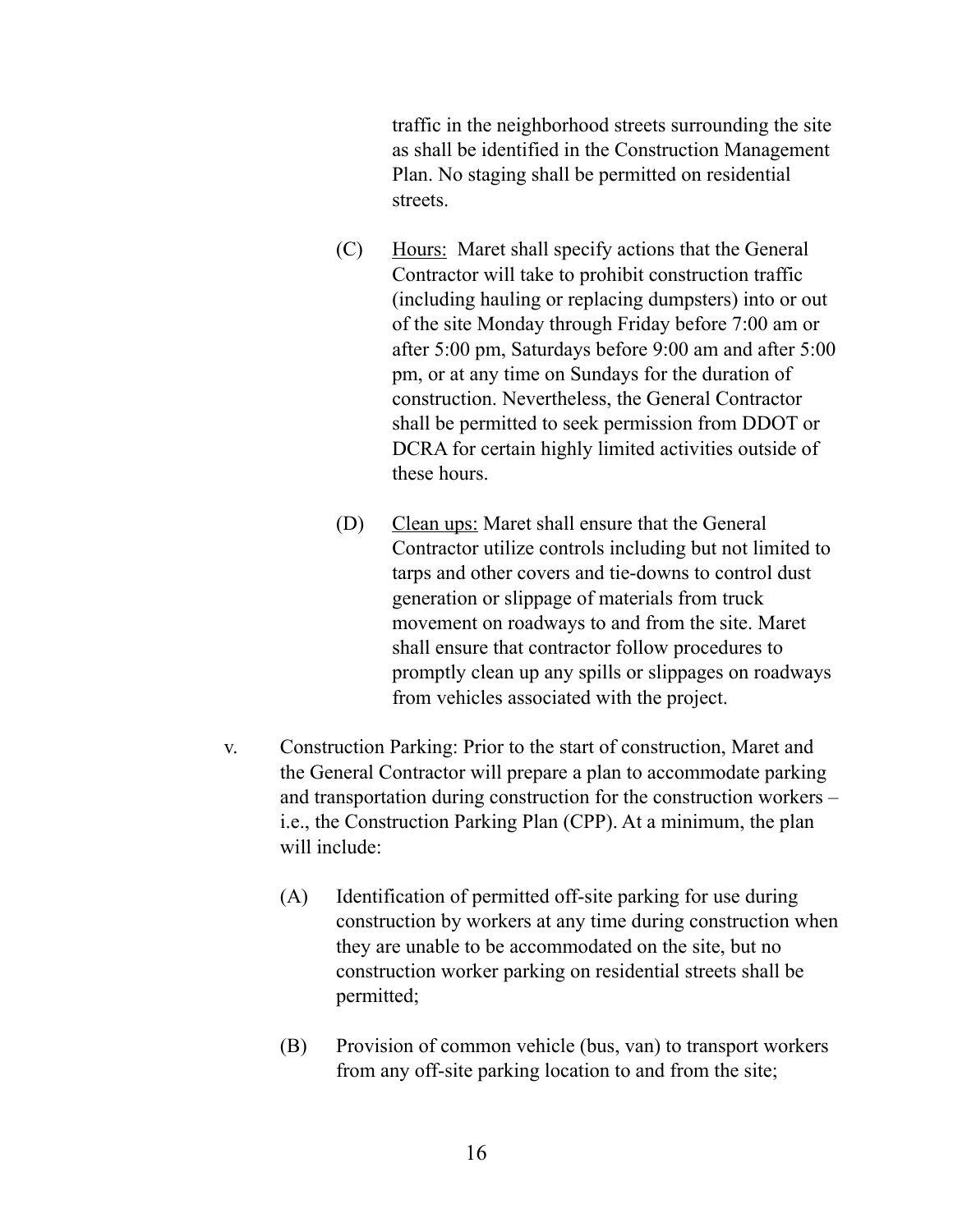traffic in the neighborhood streets surrounding the site as shall be identified in the Construction Management Plan. No staging shall be permitted on residential streets.

(C) Hours: Maret shall specify actions that the General Contractor will take to prohibit construction traffic (including hauling or replacing dumpsters) into or out of the site Monday through Friday before 7:00 am or after 5:00 pm, Saturdays before 9:00 am and after 5:00 pm, or at any time on Sundays for the duration of construction. Nevertheless, the General Contractor shall be permitted to seek permission from DDOT or DCRA for certain highly limited activities outside of these hours.

(D) Clean ups: Maret shall ensure that the General Contractor utilize controls including but not limited to tarps and other covers and tie-downs to control dust generation or slippage of materials from truck movement on roadways to and from the site. Maret shall ensure that contractor follow procedures to promptly clean up any spills or slippages on roadways from vehicles associated with the project.

v. Construction Parking: Prior to the start of construction, Maret and the General Contractor will prepare a plan to accommodate parking and transportation during construction for the construction workers – i.e., the Construction Parking Plan (CPP). At a minimum, the plan will include:

(A) Identification of permitted off-site parking for use during construction by workers at any time during construction when they are unable to be accommodated on the site, but no construction worker parking on residential streets shall be permitted;

(B) Provision of common vehicle (bus, van) to transport workers from any off-site parking location to and from the site;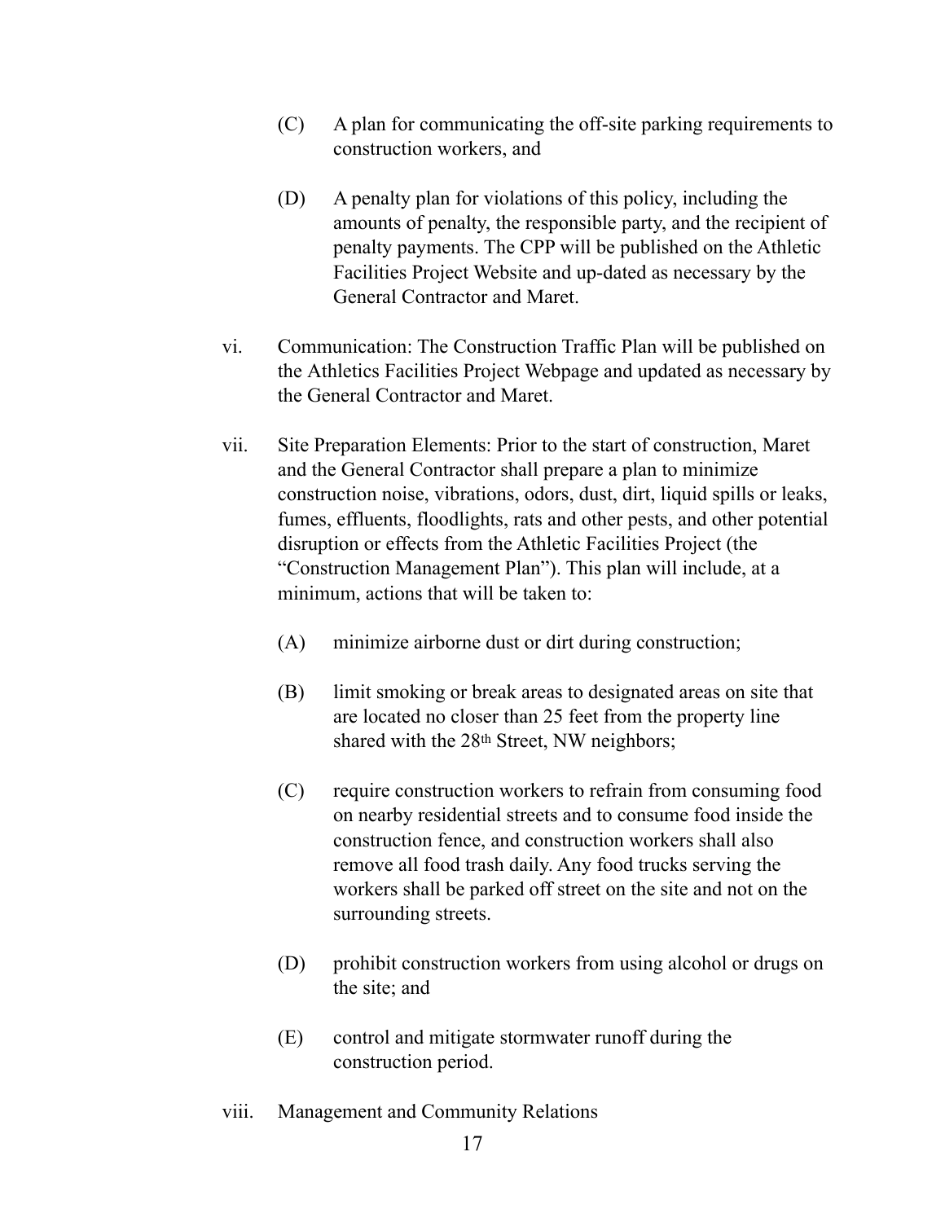(C) A plan for communicating the off-site parking requirements to construction workers, and

(D) A penalty plan for violations of this policy, including the amounts of penalty, the responsible party, and the recipient of penalty payments. The CPP will be published on the Athletic Facilities Project Website and up-dated as necessary by the General Contractor and Maret.

vi. Communication: The Construction Traffic Plan will be published on the Athletics Facilities Project Webpage and updated as necessary by the General Contractor and Maret.

vii. Site Preparation Elements: Prior to the start of construction, Maret and the General Contractor shall prepare a plan to minimize construction noise, vibrations, odors, dust, dirt, liquid spills or leaks, fumes, effluents, floodlights, rats and other pests, and other potential disruption or effects from the Athletic Facilities Project (the "Construction Management Plan"). This plan will include, at a minimum, actions that will be taken to:

(A) minimize airborne dust or dirt during construction;

(B) limit smoking or break areas to designated areas on site that are located no closer than 25 feet from the property line shared with the 28th Street, NW neighbors;

(C) require construction workers to refrain from consuming food on nearby residential streets and to consume food inside the construction fence, and construction workers shall also remove all food trash daily. Any food trucks serving the workers shall be parked off street on the site and not on the surrounding streets.

(D) prohibit construction workers from using alcohol or drugs on the site; and

(E) control and mitigate stormwater runoff during the construction period.

viii. Management and Community Relations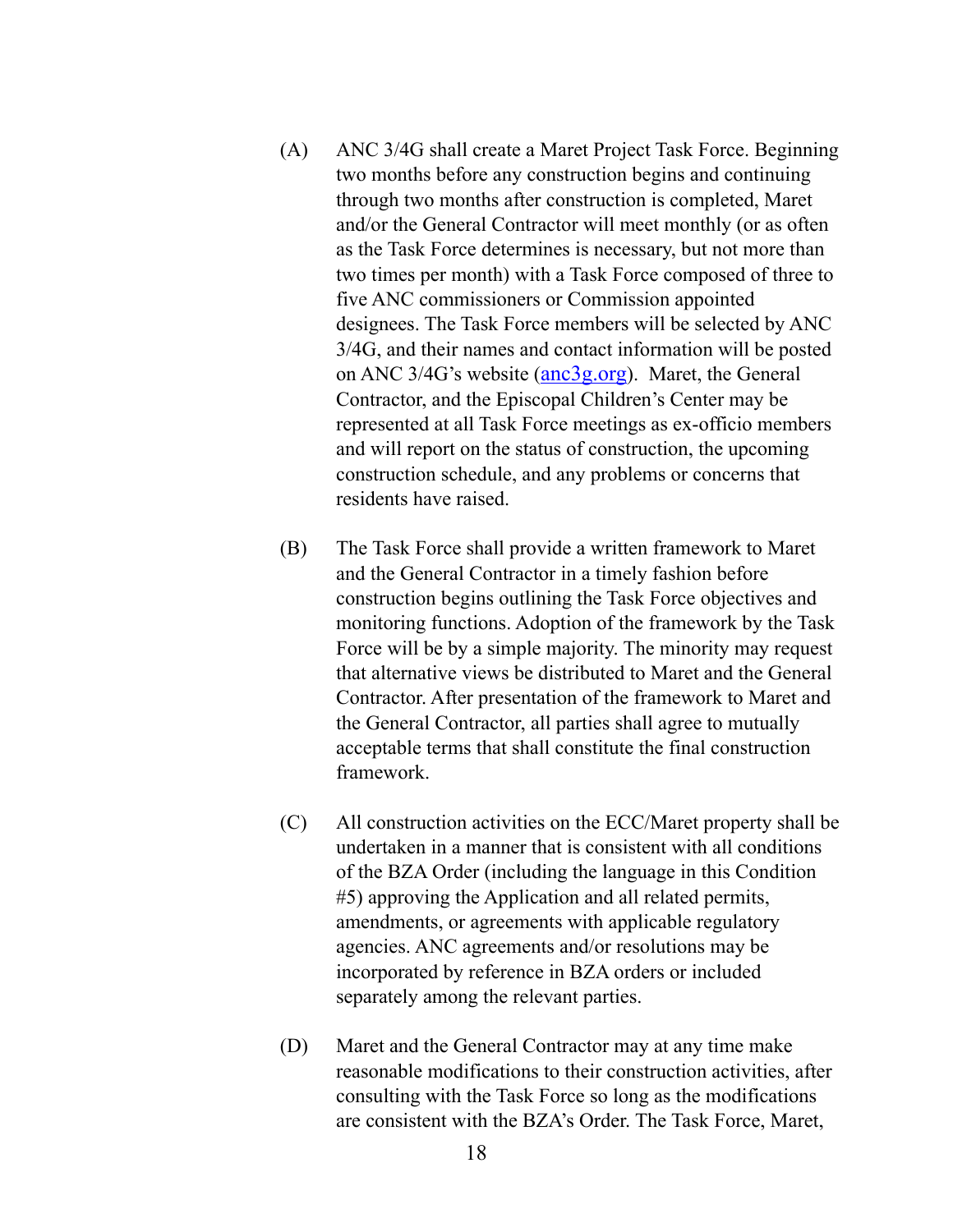(A) ANC 3/4G shall create a Maret Project Task Force. Beginning two months before any construction begins and continuing through two months after construction is completed, Maret and/or the General Contractor will meet monthly (or as often as the Task Force determines is necessary, but not more than two times per month) with a Task Force composed of three to five ANC commissioners or Commission appointed designees. The Task Force members will be selected by ANC 3/4G, and their names and contact information will be posted on ANC 3/4G's website (anc3g.org). Maret, the General Contractor, and the Episcopal Children's Center may be represented at all Task Force meetings as ex-officio members and will report on the status of construction, the upcoming construction schedule, and any problems or concerns that residents have raised.

(B) The Task Force shall provide a written framework to Maret and the General Contractor in a timely fashion before construction begins outlining the Task Force objectives and monitoring functions. Adoption of the framework by the Task Force will be by a simple majority. The minority may request that alternative views be distributed to Maret and the General Contractor. After presentation of the framework to Maret and the General Contractor, all parties shall agree to mutually acceptable terms that shall constitute the final construction framework.

(C) All construction activities on the ECC/Maret property shall be undertaken in a manner that is consistent with all conditions of the BZA Order (including the language in this Condition #5) approving the Application and all related permits, amendments, or agreements with applicable regulatory agencies. ANC agreements and/or resolutions may be incorporated by reference in BZA orders or included separately among the relevant parties.

(D) Maret and the General Contractor may at any time make reasonable modifications to their construction activities, after consulting with the Task Force so long as the modifications are consistent with the BZA's Order. The Task Force, Maret,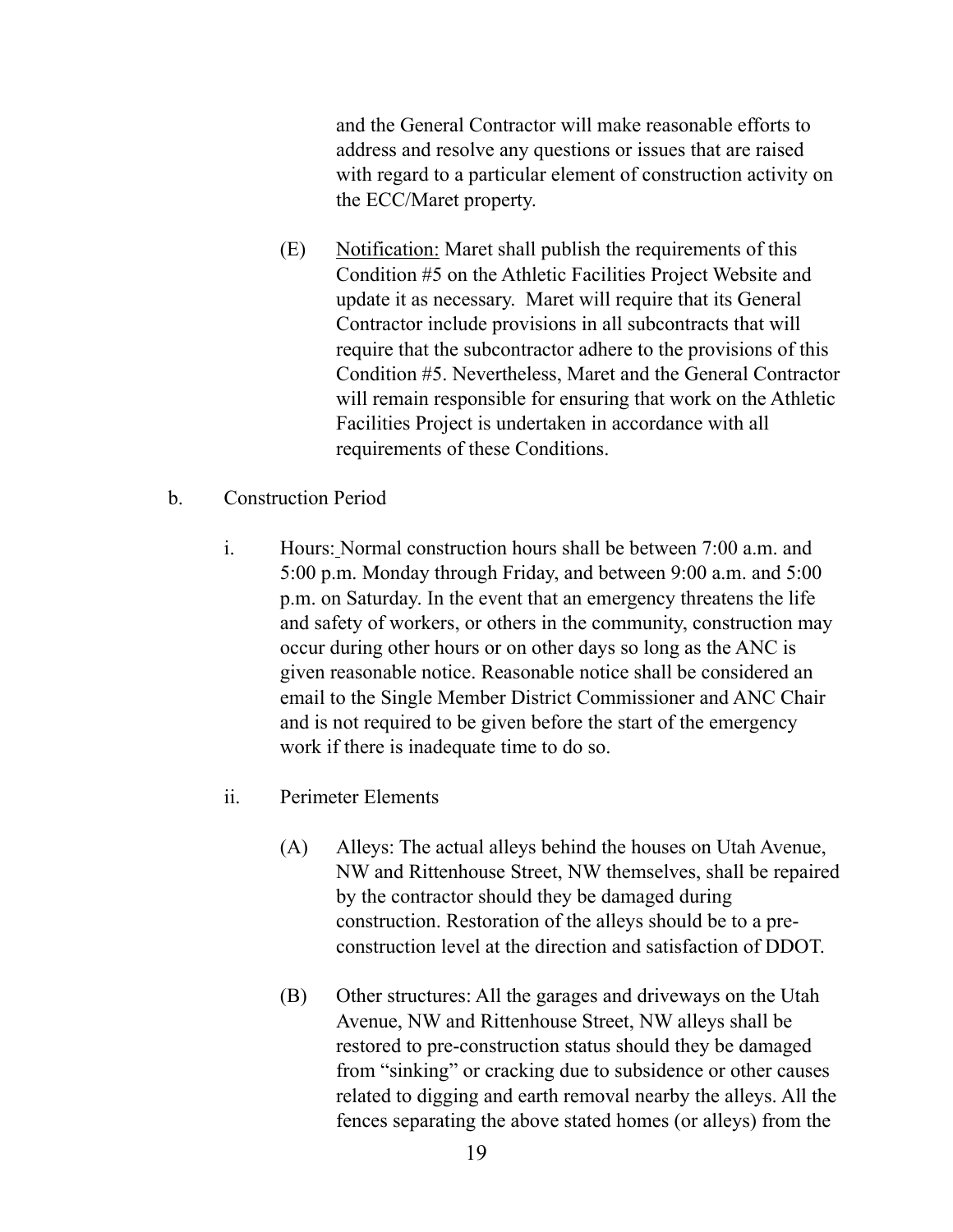and the General Contractor will make reasonable efforts to address and resolve any questions or issues that are raised with regard to a particular element of construction activity on the ECC/Maret property.

(E) Notification: Maret shall publish the requirements of this Condition #5 on the Athletic Facilities Project Website and update it as necessary. Maret will require that its General Contractor include provisions in all subcontracts that will require that the subcontractor adhere to the provisions of this Condition #5. Nevertheless, Maret and the General Contractor will remain responsible for ensuring that work on the Athletic Facilities Project is undertaken in accordance with all requirements of these Conditions.

b. Construction Period

i. Hours: Normal construction hours shall be between 7:00 a.m. and 5:00 p.m. Monday through Friday, and between 9:00 a.m. and 5:00 p.m. on Saturday. In the event that an emergency threatens the life and safety of workers, or others in the community, construction may occur during other hours or on other days so long as the ANC is given reasonable notice. Reasonable notice shall be considered an email to the Single Member District Commissioner and ANC Chair and is not required to be given before the start of the emergency work if there is inadequate time to do so.

ii. Perimeter Elements

(A) Alleys: The actual alleys behind the houses on Utah Avenue, NW and Rittenhouse Street, NW themselves, shall be repaired by the contractor should they be damaged during construction. Restoration of the alleys should be to a pre-construction level at the direction and satisfaction of DDOT.

(B) Other structures: All the garages and driveways on the Utah Avenue, NW and Rittenhouse Street, NW alleys shall be restored to pre-construction status should they be damaged from "sinking" or cracking due to subsidence or other causes related to digging and earth removal nearby the alleys. All the fences separating the above stated homes (or alleys) from the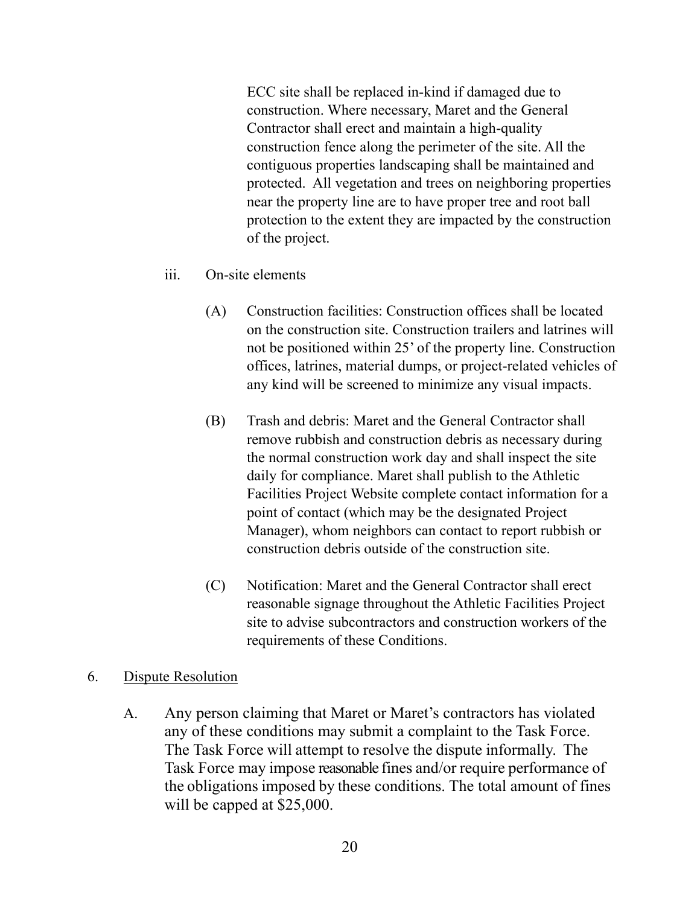ECC site shall be replaced in-kind if damaged due to construction. Where necessary, Maret and the General Contractor shall erect and maintain a high-quality construction fence along the perimeter of the site. All the contiguous properties landscaping shall be maintained and protected. All vegetation and trees on neighboring properties near the property line are to have proper tree and root ball protection to the extent they are impacted by the construction of the project.

iii. On-site elements

(A) Construction facilities: Construction offices shall be located on the construction site. Construction trailers and latrines will not be positioned within 25' of the property line. Construction offices, latrines, material dumps, or project-related vehicles of any kind will be screened to minimize any visual impacts.

(B) Trash and debris: Maret and the General Contractor shall remove rubbish and construction debris as necessary during the normal construction work day and shall inspect the site daily for compliance. Maret shall publish to the Athletic Facilities Project Website complete contact information for a point of contact (which may be the designated Project Manager), whom neighbors can contact to report rubbish or construction debris outside of the construction site.

(C) Notification: Maret and the General Contractor shall erect reasonable signage throughout the Athletic Facilities Project site to advise subcontractors and construction workers of the requirements of these Conditions.

6. <u>Dispute Resolution</u>

A. Any person claiming that Maret or Maret's contractors has violated any of these conditions may submit a complaint to the Task Force. The Task Force will attempt to resolve the dispute informally. The Task Force may impose reasonable fines and/or require performance of the obligations imposed by these conditions. The total amount of fines will be capped at $25,000.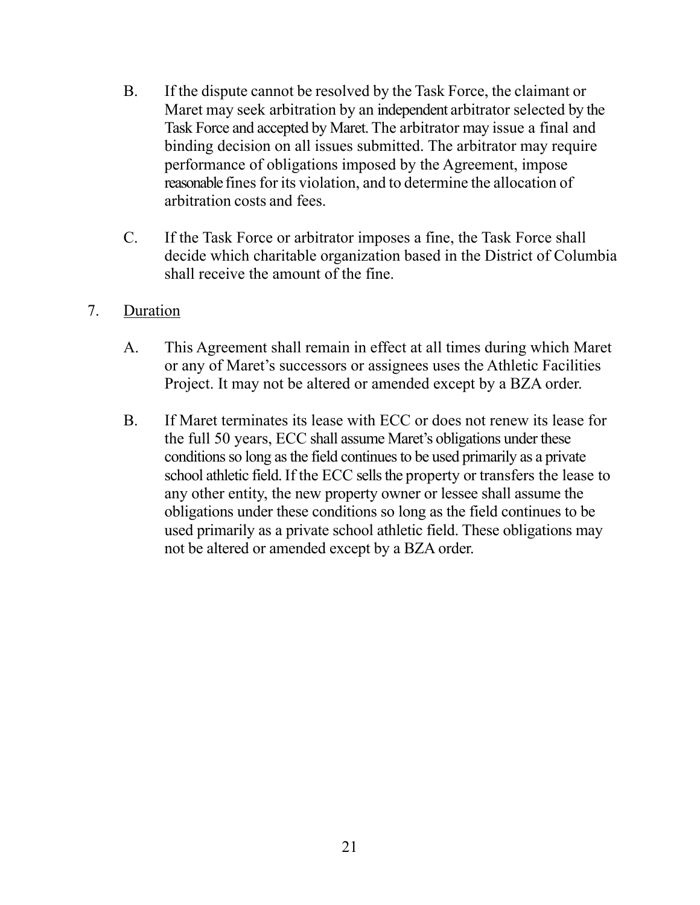B. If the dispute cannot be resolved by the Task Force, the claimant or Maret may seek arbitration by an independent arbitrator selected by the Task Force and accepted by Maret. The arbitrator may issue a final and binding decision on all issues submitted. The arbitrator may require performance of obligations imposed by the Agreement, impose reasonable fines for its violation, and to determine the allocation of arbitration costs and fees.

C. If the Task Force or arbitrator imposes a fine, the Task Force shall decide which charitable organization based in the District of Columbia shall receive the amount of the fine.

7. <u>Duration</u>

A. This Agreement shall remain in effect at all times during which Maret or any of Maret's successors or assignees uses the Athletic Facilities Project. It may not be altered or amended except by a BZA order.

B. If Maret terminates its lease with ECC or does not renew its lease for the full 50 years, ECC shall assume Maret's obligations under these conditions so long as the field continues to be used primarily as a private school athletic field. If the ECC sells the property or transfers the lease to any other entity, the new property owner or lessee shall assume the obligations under these conditions so long as the field continues to be used primarily as a private school athletic field. These obligations may not be altered or amended except by a BZA order.